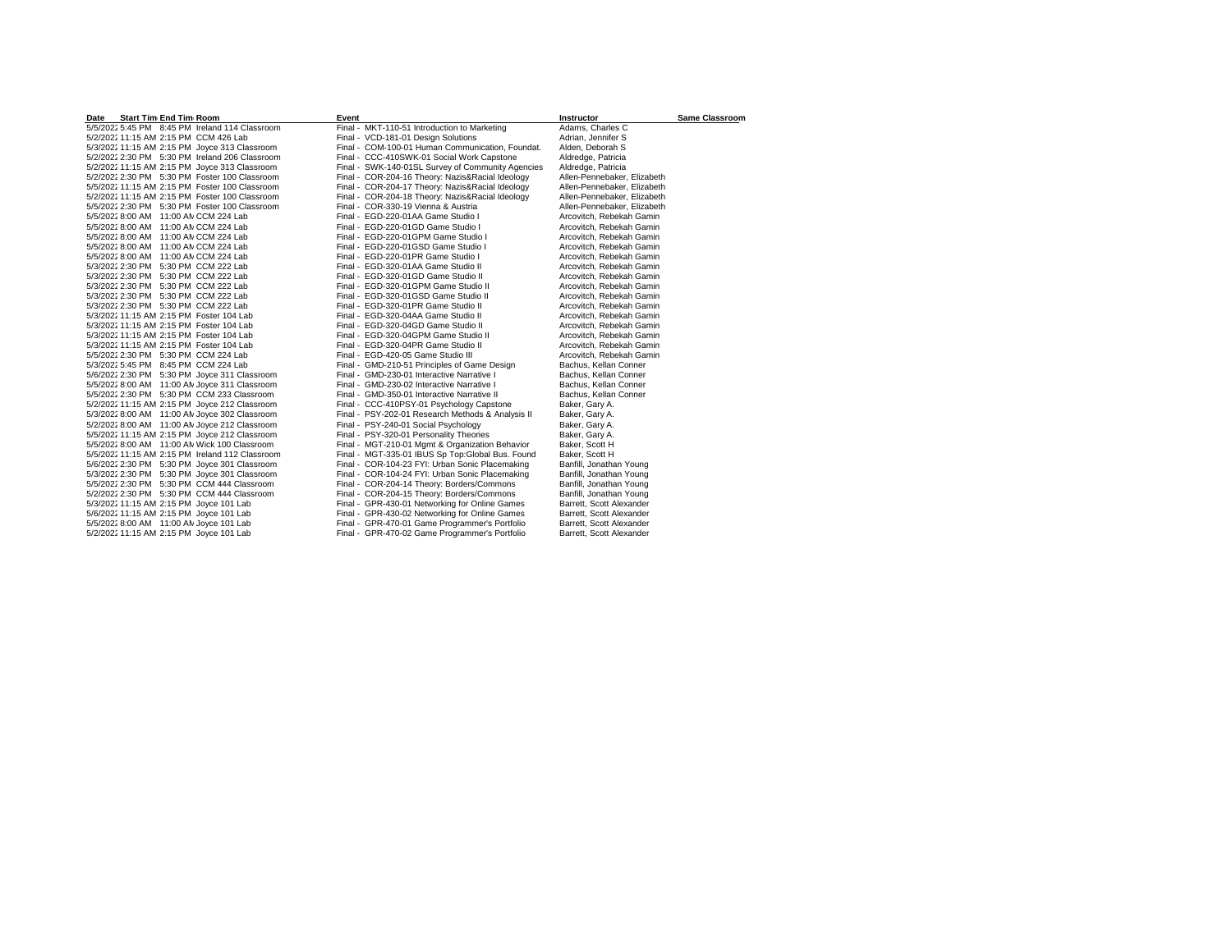| Date | Start Tim | End Tim | Room | Event | Instructor | Same Classroom |
|---|---|---|---|---|---|---|
| 5/5/2022 | 5:45 PM | 8:45 PM | Ireland 114 Classroom | Final - MKT-110-51 Introduction to Marketing | Adams, Charles C | |
| 5/2/2022 | 11:15 AM | 2:15 PM | CCM 426 Lab | Final - VCD-181-01 Design Solutions | Adrian, Jennifer S | |
| 5/3/2022 | 11:15 AM | 2:15 PM | Joyce 313 Classroom | Final - COM-100-01 Human Communication, Foundat. | Alden, Deborah S | |
| 5/2/2022 | 2:30 PM | 5:30 PM | Ireland 206 Classroom | Final - CCC-410SWK-01 Social Work Capstone | Aldredge, Patricia | |
| 5/2/2022 | 11:15 AM | 2:15 PM | Joyce 313 Classroom | Final - SWK-140-01SL Survey of Community Agencies | Aldredge, Patricia | |
| 5/2/2022 | 2:30 PM | 5:30 PM | Foster 100 Classroom | Final - COR-204-16 Theory: Nazis&Racial Ideology | Allen-Pennebaker, Elizabeth | |
| 5/5/2022 | 11:15 AM | 2:15 PM | Foster 100 Classroom | Final - COR-204-17 Theory: Nazis&Racial Ideology | Allen-Pennebaker, Elizabeth | |
| 5/2/2022 | 11:15 AM | 2:15 PM | Foster 100 Classroom | Final - COR-204-18 Theory: Nazis&Racial Ideology | Allen-Pennebaker, Elizabeth | |
| 5/5/2022 | 2:30 PM | 5:30 PM | Foster 100 Classroom | Final - COR-330-19 Vienna & Austria | Allen-Pennebaker, Elizabeth | |
| 5/5/2022 | 8:00 AM | 11:00 AM | CCM 224 Lab | Final - EGD-220-01AA Game Studio I | Arcovitch, Rebekah Gamin | |
| 5/5/2022 | 8:00 AM | 11:00 AM | CCM 224 Lab | Final - EGD-220-01GD Game Studio I | Arcovitch, Rebekah Gamin | |
| 5/5/2022 | 8:00 AM | 11:00 AM | CCM 224 Lab | Final - EGD-220-01GPM Game Studio I | Arcovitch, Rebekah Gamin | |
| 5/5/2022 | 8:00 AM | 11:00 AM | CCM 224 Lab | Final - EGD-220-01GSD Game Studio I | Arcovitch, Rebekah Gamin | |
| 5/5/2022 | 8:00 AM | 11:00 AM | CCM 224 Lab | Final - EGD-220-01PR Game Studio I | Arcovitch, Rebekah Gamin | |
| 5/3/2022 | 2:30 PM | 5:30 PM | CCM 222 Lab | Final - EGD-320-01AA Game Studio II | Arcovitch, Rebekah Gamin | |
| 5/3/2022 | 2:30 PM | 5:30 PM | CCM 222 Lab | Final - EGD-320-01GD Game Studio II | Arcovitch, Rebekah Gamin | |
| 5/3/2022 | 2:30 PM | 5:30 PM | CCM 222 Lab | Final - EGD-320-01GPM Game Studio II | Arcovitch, Rebekah Gamin | |
| 5/3/2022 | 2:30 PM | 5:30 PM | CCM 222 Lab | Final - EGD-320-01GSD Game Studio II | Arcovitch, Rebekah Gamin | |
| 5/3/2022 | 2:30 PM | 5:30 PM | CCM 222 Lab | Final - EGD-320-01PR Game Studio II | Arcovitch, Rebekah Gamin | |
| 5/3/2022 | 11:15 AM | 2:15 PM | Foster 104 Lab | Final - EGD-320-04AA Game Studio II | Arcovitch, Rebekah Gamin | |
| 5/3/2022 | 11:15 AM | 2:15 PM | Foster 104 Lab | Final - EGD-320-04GD Game Studio II | Arcovitch, Rebekah Gamin | |
| 5/3/2022 | 11:15 AM | 2:15 PM | Foster 104 Lab | Final - EGD-320-04GPM Game Studio II | Arcovitch, Rebekah Gamin | |
| 5/3/2022 | 11:15 AM | 2:15 PM | Foster 104 Lab | Final - EGD-320-04PR Game Studio II | Arcovitch, Rebekah Gamin | |
| 5/5/2022 | 2:30 PM | 5:30 PM | CCM 224 Lab | Final - EGD-420-05 Game Studio III | Arcovitch, Rebekah Gamin | |
| 5/3/2022 | 5:45 PM | 8:45 PM | CCM 224 Lab | Final - GMD-210-51 Principles of Game Design | Bachus, Kellan Conner | |
| 5/6/2022 | 2:30 PM | 5:30 PM | Joyce 311 Classroom | Final - GMD-230-01 Interactive Narrative I | Bachus, Kellan Conner | |
| 5/5/2022 | 8:00 AM | 11:00 AM | Joyce 311 Classroom | Final - GMD-230-02 Interactive Narrative I | Bachus, Kellan Conner | |
| 5/5/2022 | 2:30 PM | 5:30 PM | CCM 233 Classroom | Final - GMD-350-01 Interactive Narrative II | Bachus, Kellan Conner | |
| 5/2/2022 | 11:15 AM | 2:15 PM | Joyce 212 Classroom | Final - CCC-410PSY-01 Psychology Capstone | Baker, Gary A. | |
| 5/3/2022 | 8:00 AM | 11:00 AM | Joyce 302 Classroom | Final - PSY-202-01 Research Methods & Analysis II | Baker, Gary A. | |
| 5/2/2022 | 8:00 AM | 11:00 AM | Joyce 212 Classroom | Final - PSY-240-01 Social Psychology | Baker, Gary A. | |
| 5/5/2022 | 11:15 AM | 2:15 PM | Joyce 212 Classroom | Final - PSY-320-01 Personality Theories | Baker, Gary A. | |
| 5/5/2022 | 8:00 AM | 11:00 AM | Wick 100 Classroom | Final - MGT-210-01 Mgmt & Organization Behavior | Baker, Scott H | |
| 5/5/2022 | 11:15 AM | 2:15 PM | Ireland 112 Classroom | Final - MGT-335-01 IBUS Sp Top:Global Bus. Found | Baker, Scott H | |
| 5/6/2022 | 2:30 PM | 5:30 PM | Joyce 301 Classroom | Final - COR-104-23 FYI: Urban Sonic Placemaking | Banfill, Jonathan Young | |
| 5/3/2022 | 2:30 PM | 5:30 PM | Joyce 301 Classroom | Final - COR-104-24 FYI: Urban Sonic Placemaking | Banfill, Jonathan Young | |
| 5/5/2022 | 2:30 PM | 5:30 PM | CCM 444 Classroom | Final - COR-204-14 Theory: Borders/Commons | Banfill, Jonathan Young | |
| 5/2/2022 | 2:30 PM | 5:30 PM | CCM 444 Classroom | Final - COR-204-15 Theory: Borders/Commons | Banfill, Jonathan Young | |
| 5/3/2022 | 11:15 AM | 2:15 PM | Joyce 101 Lab | Final - GPR-430-01 Networking for Online Games | Barrett, Scott Alexander | |
| 5/6/2022 | 11:15 AM | 2:15 PM | Joyce 101 Lab | Final - GPR-430-02 Networking for Online Games | Barrett, Scott Alexander | |
| 5/5/2022 | 8:00 AM | 11:00 AM | Joyce 101 Lab | Final - GPR-470-01 Game Programmer's Portfolio | Barrett, Scott Alexander | |
| 5/2/2022 | 11:15 AM | 2:15 PM | Joyce 101 Lab | Final - GPR-470-02 Game Programmer's Portfolio | Barrett, Scott Alexander | |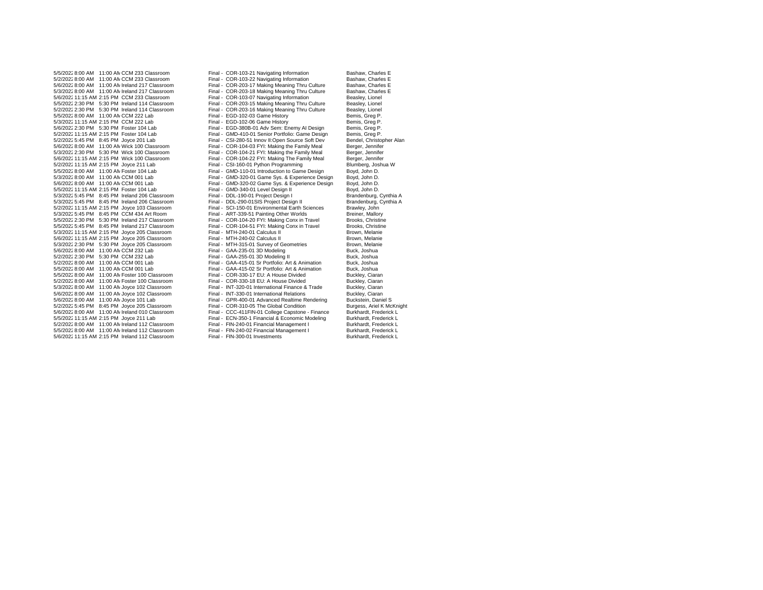| | | | | | |
|---|---|---|---|---|---|
| 5/5/2022 | 8:00 AM | 11:00 AM | CCM 233 Classroom | Final - COR-103-21 Navigating Information | Bashaw, Charles E |
| 5/2/2022 | 8:00 AM | 11:00 AM | CCM 233 Classroom | Final - COR-103-22 Navigating Information | Bashaw, Charles E |
| 5/6/2022 | 8:00 AM | 11:00 AM | Ireland 217 Classroom | Final - COR-203-17 Making Meaning Thru Culture | Bashaw, Charles E |
| 5/3/2022 | 8:00 AM | 11:00 AM | Ireland 217 Classroom | Final - COR-203-18 Making Meaning Thru Culture | Bashaw, Charles E |
| 5/6/2022 | 11:15 AM | 2:15 PM | CCM 233 Classroom | Final - COR-103-07 Navigating Information | Beasley, Lionel |
| 5/5/2022 | 2:30 PM | 5:30 PM | Ireland 114 Classroom | Final - COR-203-15 Making Meaning Thru Culture | Beasley, Lionel |
| 5/2/2022 | 2:30 PM | 5:30 PM | Ireland 114 Classroom | Final - COR-203-16 Making Meaning Thru Culture | Beasley, Lionel |
| 5/5/2022 | 8:00 AM | 11:00 AM | CCM 222 Lab | Final - EGD-102-03 Game History | Bemis, Greg P. |
| 5/3/2022 | 11:15 AM | 2:15 PM | CCM 222 Lab | Final - EGD-102-06 Game History | Bemis, Greg P. |
| 5/6/2022 | 2:30 PM | 5:30 PM | Foster 104 Lab | Final - EGD-380B-01 Adv Sem: Enemy AI Design | Bemis, Greg P. |
| 5/2/2022 | 11:15 AM | 2:15 PM | Foster 104 Lab | Final - GMD-410-01 Senior Portfolio: Game Design | Bemis, Greg P. |
| 5/2/2022 | 5:45 PM | 8:45 PM | Joyce 201 Lab | Final - CSI-280-51 Innov II:Open Source Soft Dev | Bendel, Christopher Alan |
| 5/6/2022 | 8:00 AM | 11:00 AM | Wick 100 Classroom | Final - COR-104-03 FYI: Making the Family Meal | Berger, Jennifer |
| 5/3/2022 | 2:30 PM | 5:30 PM | Wick 100 Classroom | Final - COR-104-21 FYI: Making the Family Meal | Berger, Jennifer |
| 5/6/2022 | 11:15 AM | 2:15 PM | Wick 100 Classroom | Final - COR-104-22 FYI: Making The Family Meal | Berger, Jennifer |
| 5/2/2022 | 11:15 AM | 2:15 PM | Joyce 211 Lab | Final - CSI-160-01 Python Programming | Blumberg, Joshua W |
| 5/5/2022 | 8:00 AM | 11:00 AM | Foster 104 Lab | Final - GMD-110-01 Introduction to Game Design | Boyd, John D. |
| 5/3/2022 | 8:00 AM | 11:00 AM | CCM 001 Lab | Final - GMD-320-01 Game Sys. & Experience Design | Boyd, John D. |
| 5/6/2022 | 8:00 AM | 11:00 AM | CCM 001 Lab | Final - GMD-320-02 Game Sys. & Experience Design | Boyd, John D. |
| 5/5/2022 | 11:15 AM | 2:15 PM | Foster 104 Lab | Final - GMD-340-01 Level Design II | Boyd, John D. |
| 5/3/2022 | 5:45 PM | 8:45 PM | Ireland 206 Classroom | Final - DDL-190-01 Project Design I | Brandenburg, Cynthia A |
| 5/3/2022 | 5:45 PM | 8:45 PM | Ireland 206 Classroom | Final - DDL-290-01SIS Project Design II | Brandenburg, Cynthia A |
| 5/2/2022 | 11:15 AM | 2:15 PM | Joyce 103 Classroom | Final - SCI-150-01 Environmental Earth Sciences | Brawley, John |
| 5/3/2022 | 5:45 PM | 8:45 PM | CCM 434 Art Room | Final - ART-339-51 Painting Other Worlds | Breiner, Mallory |
| 5/5/2022 | 2:30 PM | 5:30 PM | Ireland 217 Classroom | Final - COR-104-20 FYI: Making Conx in Travel | Brooks, Christine |
| 5/5/2022 | 5:45 PM | 8:45 PM | Ireland 217 Classroom | Final - COR-104-51 FYI: Making Conx in Travel | Brooks, Christine |
| 5/3/2022 | 11:15 AM | 2:15 PM | Joyce 205 Classroom | Final - MTH-240-01 Calculus II | Brown, Melanie |
| 5/6/2022 | 11:15 AM | 2:15 PM | Joyce 205 Classroom | Final - MTH-240-02 Calculus II | Brown, Melanie |
| 5/3/2022 | 2:30 PM | 5:30 PM | Joyce 205 Classroom | Final - MTH-315-01 Survey of Geometries | Brown, Melanie |
| 5/6/2022 | 8:00 AM | 11:00 AM | CCM 232 Lab | Final - GAA-235-01 3D Modeling | Buck, Joshua |
| 5/2/2022 | 2:30 PM | 5:30 PM | CCM 232 Lab | Final - GAA-255-01 3D Modeling II | Buck, Joshua |
| 5/2/2022 | 8:00 AM | 11:00 AM | CCM 001 Lab | Final - GAA-415-01 Sr Portfolio: Art & Animation | Buck, Joshua |
| 5/5/2022 | 8:00 AM | 11:00 AM | CCM 001 Lab | Final - GAA-415-02 Sr Portfolio: Art & Animation | Buck, Joshua |
| 5/5/2022 | 8:00 AM | 11:00 AM | Foster 100 Classroom | Final - COR-330-17 EU: A House Divided | Buckley, Ciaran |
| 5/2/2022 | 8:00 AM | 11:00 AM | Foster 100 Classroom | Final - COR-330-18 EU: A House Divided | Buckley, Ciaran |
| 5/3/2022 | 8:00 AM | 11:00 AM | Joyce 102 Classroom | Final - INT-320-01 International Finance & Trade | Buckley, Ciaran |
| 5/6/2022 | 8:00 AM | 11:00 AM | Joyce 102 Classroom | Final - INT-330-01 International Relations | Buckley, Ciaran |
| 5/6/2022 | 8:00 AM | 11:00 AM | Joyce 101 Lab | Final - GPR-400-01 Advanced Realtime Rendering | Buckstein, Daniel S |
| 5/2/2022 | 5:45 PM | 8:45 PM | Joyce 205 Classroom | Final - COR-310-05 The Global Condition | Burgess, Ariel K McKnight |
| 5/6/2022 | 8:00 AM | 11:00 AM | Ireland 010 Classroom | Final - CCC-411FIN-01 College Capstone - Finance | Burkhardt, Frederick L |
| 5/5/2022 | 11:15 AM | 2:15 PM | Joyce 211 Lab | Final - ECN-350-1 Financial & Economic Modeling | Burkhardt, Frederick L |
| 5/2/2022 | 8:00 AM | 11:00 AM | Ireland 112 Classroom | Final - FIN-240-01 Financial Management I | Burkhardt, Frederick L |
| 5/5/2022 | 8:00 AM | 11:00 AM | Ireland 112 Classroom | Final - FIN-240-02 Financial Management I | Burkhardt, Frederick L |
| 5/6/2022 | 11:15 AM | 2:15 PM | Ireland 112 Classroom | Final - FIN-300-01 Investments | Burkhardt, Frederick L |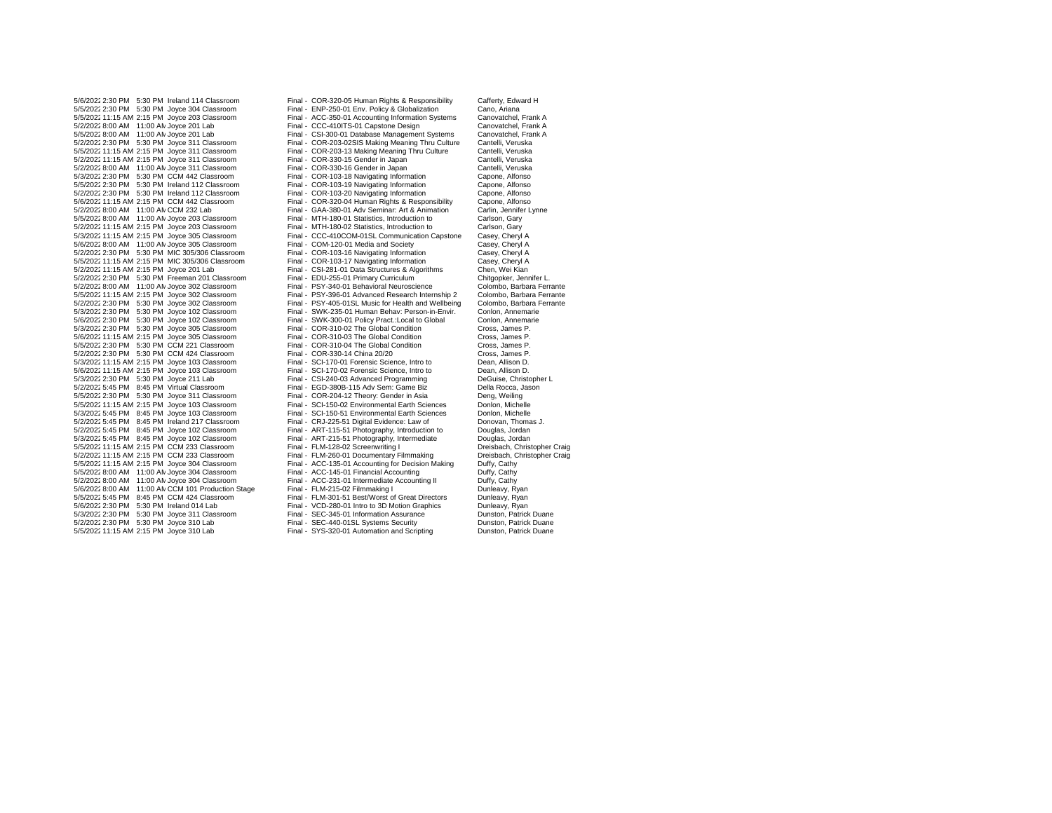| | | | | | |
|---|---|---|---|---|---|
| 5/6/2022 | 2:30 PM | 5:30 PM | Ireland 114 Classroom | Final - COR-320-05 Human Rights & Responsibility | Cafferty, Edward H |
| 5/5/2022 | 2:30 PM | 5:30 PM | Joyce 304 Classroom | Final - ENP-250-01 Env. Policy & Globalization | Cano, Ariana |
| 5/5/2022 | 11:15 AM | 2:15 PM | Joyce 203 Classroom | Final - ACC-350-01 Accounting Information Systems | Canovatchel, Frank A |
| 5/2/2022 | 8:00 AM | 11:00 AM | Joyce 201 Lab | Final - CCC-410ITS-01 Capstone Design | Canovatchel, Frank A |
| 5/5/2022 | 8:00 AM | 11:00 AM | Joyce 201 Lab | Final - CSI-300-01 Database Management Systems | Canovatchel, Frank A |
| 5/2/2022 | 2:30 PM | 5:30 PM | Joyce 311 Classroom | Final - COR-203-02SIS Making Meaning Thru Culture | Cantelli, Veruska |
| 5/5/2022 | 11:15 AM | 2:15 PM | Joyce 311 Classroom | Final - COR-203-13 Making Meaning Thru Culture | Cantelli, Veruska |
| 5/2/2022 | 11:15 AM | 2:15 PM | Joyce 311 Classroom | Final - COR-330-15 Gender in Japan | Cantelli, Veruska |
| 5/2/2022 | 8:00 AM | 11:00 AM | Joyce 311 Classroom | Final - COR-330-16 Gender in Japan | Cantelli, Veruska |
| 5/3/2022 | 2:30 PM | 5:30 PM | CCM 442 Classroom | Final - COR-103-18 Navigating Information | Capone, Alfonso |
| 5/5/2022 | 2:30 PM | 5:30 PM | Ireland 112 Classroom | Final - COR-103-19 Navigating Information | Capone, Alfonso |
| 5/2/2022 | 2:30 PM | 5:30 PM | Ireland 112 Classroom | Final - COR-103-20 Navigating Information | Capone, Alfonso |
| 5/6/2022 | 11:15 AM | 2:15 PM | CCM 442 Classroom | Final - COR-320-04 Human Rights & Responsibility | Capone, Alfonso |
| 5/2/2022 | 8:00 AM | 11:00 AM | CCM 232 Lab | Final - GAA-380-01 Adv Seminar: Art & Animation | Carlin, Jennifer Lynne |
| 5/5/2022 | 8:00 AM | 11:00 AM | Joyce 203 Classroom | Final - MTH-180-01 Statistics, Introduction to | Carlson, Gary |
| 5/2/2022 | 11:15 AM | 2:15 PM | Joyce 203 Classroom | Final - MTH-180-02 Statistics, Introduction to | Carlson, Gary |
| 5/3/2022 | 11:15 AM | 2:15 PM | Joyce 305 Classroom | Final - CCC-410COM-01SL Communication Capstone | Casey, Cheryl A |
| 5/6/2022 | 8:00 AM | 11:00 AM | Joyce 305 Classroom | Final - COM-120-01 Media and Society | Casey, Cheryl A |
| 5/2/2022 | 2:30 PM | 5:30 PM | MIC 305/306 Classroom | Final - COR-103-16 Navigating Information | Casey, Cheryl A |
| 5/5/2022 | 11:15 AM | 2:15 PM | MIC 305/306 Classroom | Final - COR-103-17 Navigating Information | Casey, Cheryl A |
| 5/2/2022 | 11:15 AM | 2:15 PM | Joyce 201 Lab | Final - CSI-281-01 Data Structures & Algorithms | Chen, Wei Kian |
| 5/2/2022 | 2:30 PM | 5:30 PM | Freeman 201 Classroom | Final - EDU-255-01 Primary Curriculum | Chitgopker, Jennifer L. |
| 5/2/2022 | 8:00 AM | 11:00 AM | Joyce 302 Classroom | Final - PSY-340-01 Behavioral Neuroscience | Colombo, Barbara Ferrante |
| 5/5/2022 | 11:15 AM | 2:15 PM | Joyce 302 Classroom | Final - PSY-396-01 Advanced Research Internship 2 | Colombo, Barbara Ferrante |
| 5/2/2022 | 2:30 PM | 5:30 PM | Joyce 302 Classroom | Final - PSY-405-01SL Music for Health and Wellbeing | Colombo, Barbara Ferrante |
| 5/3/2022 | 2:30 PM | 5:30 PM | Joyce 102 Classroom | Final - SWK-235-01 Human Behav: Person-in-Envir. | Conlon, Annemarie |
| 5/6/2022 | 2:30 PM | 5:30 PM | Joyce 102 Classroom | Final - SWK-300-01 Policy Pract.:Local to Global | Conlon, Annemarie |
| 5/3/2022 | 2:30 PM | 5:30 PM | Joyce 305 Classroom | Final - COR-310-02 The Global Condition | Cross, James P. |
| 5/6/2022 | 11:15 AM | 2:15 PM | Joyce 305 Classroom | Final - COR-310-03 The Global Condition | Cross, James P. |
| 5/5/2022 | 2:30 PM | 5:30 PM | CCM 221 Classroom | Final - COR-310-04 The Global Condition | Cross, James P. |
| 5/2/2022 | 2:30 PM | 5:30 PM | CCM 424 Classroom | Final - COR-330-14 China 20/20 | Cross, James P. |
| 5/3/2022 | 11:15 AM | 2:15 PM | Joyce 103 Classroom | Final - SCI-170-01 Forensic Science, Intro to | Dean, Allison D. |
| 5/6/2022 | 11:15 AM | 2:15 PM | Joyce 103 Classroom | Final - SCI-170-02 Forensic Science, Intro to | Dean, Allison D. |
| 5/3/2022 | 2:30 PM | 5:30 PM | Joyce 211 Lab | Final - CSI-240-03 Advanced Programming | DeGuise, Christopher L |
| 5/2/2022 | 5:45 PM | 8:45 PM | Virtual Classroom | Final - EGD-380B-115 Adv Sem: Game Biz | Della Rocca, Jason |
| 5/5/2022 | 2:30 PM | 5:30 PM | Joyce 311 Classroom | Final - COR-204-12 Theory: Gender in Asia | Deng, Weiling |
| 5/5/2022 | 11:15 AM | 2:15 PM | Joyce 103 Classroom | Final - SCI-150-02 Environmental Earth Sciences | Donlon, Michelle |
| 5/3/2022 | 5:45 PM | 8:45 PM | Joyce 103 Classroom | Final - SCI-150-51 Environmental Earth Sciences | Donlon, Michelle |
| 5/2/2022 | 5:45 PM | 8:45 PM | Ireland 217 Classroom | Final - CRJ-225-51 Digital Evidence: Law of | Donovan, Thomas J. |
| 5/2/2022 | 5:45 PM | 8:45 PM | Joyce 102 Classroom | Final - ART-115-51 Photography, Introduction to | Douglas, Jordan |
| 5/3/2022 | 5:45 PM | 8:45 PM | Joyce 102 Classroom | Final - ART-215-51 Photography, Intermediate | Douglas, Jordan |
| 5/5/2022 | 11:15 AM | 2:15 PM | CCM 233 Classroom | Final - FLM-128-02 Screenwriting I | Dreisbach, Christopher Craig |
| 5/2/2022 | 11:15 AM | 2:15 PM | CCM 233 Classroom | Final - FLM-260-01 Documentary Filmmaking | Dreisbach, Christopher Craig |
| 5/5/2022 | 11:15 AM | 2:15 PM | Joyce 304 Classroom | Final - ACC-135-01 Accounting for Decision Making | Duffy, Cathy |
| 5/5/2022 | 8:00 AM | 11:00 AM | Joyce 304 Classroom | Final - ACC-145-01 Financial Accounting | Duffy, Cathy |
| 5/2/2022 | 8:00 AM | 11:00 AM | Joyce 304 Classroom | Final - ACC-231-01 Intermediate Accounting II | Duffy, Cathy |
| 5/6/2022 | 8:00 AM | 11:00 AM | CCM 101 Production Stage | Final - FLM-215-02 Filmmaking I | Dunleavy, Ryan |
| 5/5/2022 | 5:45 PM | 8:45 PM | CCM 424 Classroom | Final - FLM-301-51 Best/Worst of Great Directors | Dunleavy, Ryan |
| 5/6/2022 | 2:30 PM | 5:30 PM | Ireland 014 Lab | Final - VCD-280-01 Intro to 3D Motion Graphics | Dunleavy, Ryan |
| 5/3/2022 | 2:30 PM | 5:30 PM | Joyce 311 Classroom | Final - SEC-345-01 Information Assurance | Dunston, Patrick Duane |
| 5/2/2022 | 2:30 PM | 5:30 PM | Joyce 310 Lab | Final - SEC-440-01SL Systems Security | Dunston, Patrick Duane |
| 5/5/2022 | 11:15 AM | 2:15 PM | Joyce 310 Lab | Final - SYS-320-01 Automation and Scripting | Dunston, Patrick Duane |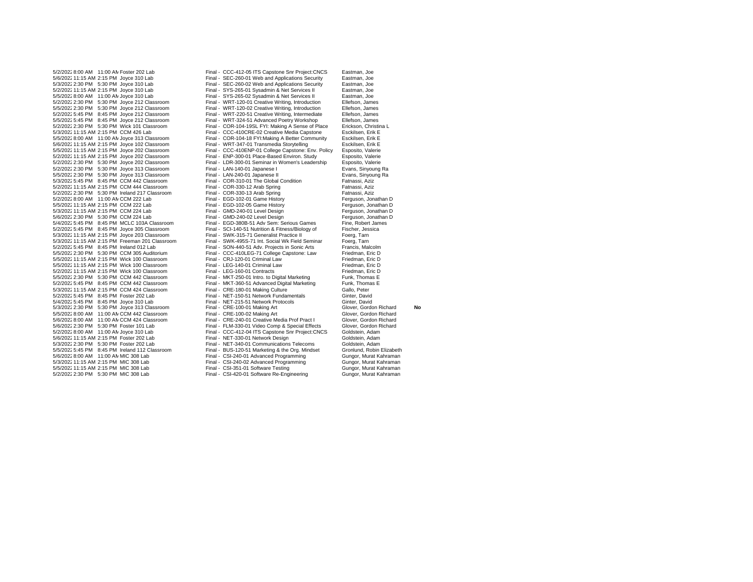| Date | Start | End | Room | Event | Instructor | |
|---|---|---|---|---|---|---|
| 5/2/2022 | 8:00 AM | 11:00 AM | Foster 202 Lab | Final - CCC-412-05 ITS Capstone Snr Project:CNCS | Eastman, Joe | |
| 5/6/2022 | 11:15 AM | 2:15 PM | Joyce 310 Lab | Final - SEC-260-01 Web and Applications Security | Eastman, Joe | |
| 5/3/2022 | 2:30 PM | 5:30 PM | Joyce 310 Lab | Final - SEC-260-02 Web and Applications Security | Eastman, Joe | |
| 5/2/2022 | 11:15 AM | 2:15 PM | Joyce 310 Lab | Final - SYS-265-01 Sysadmin & Net Services II | Eastman, Joe | |
| 5/5/2022 | 8:00 AM | 11:00 AM | Joyce 310 Lab | Final - SYS-265-02 Sysadmin & Net Services II | Eastman, Joe | |
| 5/2/2022 | 2:30 PM | 5:30 PM | Joyce 212 Classroom | Final - WRT-120-01 Creative Writing, Introduction | Ellefson, James | |
| 5/5/2022 | 2:30 PM | 5:30 PM | Joyce 212 Classroom | Final - WRT-120-02 Creative Writing, Introduction | Ellefson, James | |
| 5/2/2022 | 5:45 PM | 8:45 PM | Joyce 212 Classroom | Final - WRT-220-51 Creative Writing, Intermediate | Ellefson, James | |
| 5/5/2022 | 5:45 PM | 8:45 PM | Joyce 212 Classroom | Final - WRT-324-51 Advanced Poetry Workshop | Ellefson, James | |
| 5/2/2022 | 2:30 PM | 5:30 PM | Wick 101 Classroom | Final - COR-104-19SL FYI: Making A Sense of Place | Erickson, Christina L | |
| 5/3/2022 | 11:15 AM | 2:15 PM | CCM 426 Lab | Final - CCC-410CRE-02 Creative Media Capstone | Esckilsen, Erik E | |
| 5/5/2022 | 8:00 AM | 11:00 AM | Joyce 313 Classroom | Final - COR-104-18 FYI:Making A Better Community | Esckilsen, Erik E | |
| 5/6/2022 | 11:15 AM | 2:15 PM | Joyce 102 Classroom | Final - WRT-347-01 Transmedia Storytelling | Esckilsen, Erik E | |
| 5/5/2022 | 11:15 AM | 2:15 PM | Joyce 202 Classroom | Final - CCC-410ENP-01 College Capstone: Env. Policy | Esposito, Valerie | |
| 5/2/2022 | 11:15 AM | 2:15 PM | Joyce 202 Classroom | Final - ENP-300-01 Place-Based Environ. Study | Esposito, Valerie | |
| 5/2/2022 | 2:30 PM | 5:30 PM | Joyce 202 Classroom | Final - LDR-300-01 Seminar in Women's Leadership | Esposito, Valerie | |
| 5/2/2022 | 2:30 PM | 5:30 PM | Joyce 313 Classroom | Final - LAN-140-01 Japanese I | Evans, Sinyoung Ra | |
| 5/5/2022 | 2:30 PM | 5:30 PM | Joyce 313 Classroom | Final - LAN-240-01 Japanese II | Evans, Sinyoung Ra | |
| 5/3/2022 | 5:45 PM | 8:45 PM | CCM 442 Classroom | Final - COR-310-01 The Global Condition | Fatnassi, Aziz | |
| 5/2/2022 | 11:15 AM | 2:15 PM | CCM 444 Classroom | Final - COR-330-12 Arab Spring | Fatnassi, Aziz | |
| 5/2/2022 | 2:30 PM | 5:30 PM | Ireland 217 Classroom | Final - COR-330-13 Arab Spring | Fatnassi, Aziz | |
| 5/2/2022 | 8:00 AM | 11:00 AM | CCM 222 Lab | Final - EGD-102-01 Game History | Ferguson, Jonathan D | |
| 5/5/2022 | 11:15 AM | 2:15 PM | CCM 222 Lab | Final - EGD-102-05 Game History | Ferguson, Jonathan D | |
| 5/3/2022 | 11:15 AM | 2:15 PM | CCM 224 Lab | Final - GMD-240-01 Level Design | Ferguson, Jonathan D | |
| 5/6/2022 | 2:30 PM | 5:30 PM | CCM 224 Lab | Final - GMD-240-02 Level Design | Ferguson, Jonathan D | |
| 5/4/2022 | 5:45 PM | 8:45 PM | MCLC 103A Classroom | Final - EGD-380B-51 Adv Sem: Serious Games | Fine, Robert James | |
| 5/2/2022 | 5:45 PM | 8:45 PM | Joyce 305 Classroom | Final - SCI-140-51 Nutrition & Fitness/Biology of | Fischer, Jessica | |
| 5/3/2022 | 11:15 AM | 2:15 PM | Joyce 203 Classroom | Final - SWK-315-71 Generalist Practice II | Foerg, Tarn | |
| 5/3/2022 | 11:15 AM | 2:15 PM | Freeman 201 Classroom | Final - SWK-495S-71 Int. Social Wk Field Seminar | Foerg, Tarn | |
| 5/2/2022 | 5:45 PM | 8:45 PM | Ireland 012 Lab | Final - SON-440-51 Adv. Projects in Sonic Arts | Francis, Malcolm | |
| 5/5/2022 | 2:30 PM | 5:30 PM | CCM 305 Auditorium | Final - CCC-410LEG-71 College Capstone: Law | Friedman, Eric D | |
| 5/5/2022 | 11:15 AM | 2:15 PM | Wick 100 Classroom | Final - CRJ-120-01 Criminal Law | Friedman, Eric D | |
| 5/5/2022 | 11:15 AM | 2:15 PM | Wick 100 Classroom | Final - LEG-140-01 Criminal Law | Friedman, Eric D | |
| 5/2/2022 | 11:15 AM | 2:15 PM | Wick 100 Classroom | Final - LEG-160-01 Contracts | Friedman, Eric D | |
| 5/5/2022 | 2:30 PM | 5:30 PM | CCM 442 Classroom | Final - MKT-250-01 Intro. to Digital Marketing | Funk, Thomas E | |
| 5/2/2022 | 5:45 PM | 8:45 PM | CCM 442 Classroom | Final - MKT-360-51 Advanced Digital Marketing | Funk, Thomas E | |
| 5/3/2022 | 11:15 AM | 2:15 PM | CCM 424 Classroom | Final - CRE-180-01 Making Culture | Gallo, Peter | |
| 5/2/2022 | 5:45 PM | 8:45 PM | Foster 202 Lab | Final - NET-150-51 Network Fundamentals | Ginter, David | |
| 5/4/2022 | 5:45 PM | 8:45 PM | Joyce 310 Lab | Final - NET-215-51 Network Protocols | Ginter, David | |
| 5/3/2022 | 2:30 PM | 5:30 PM | Joyce 313 Classroom | Final - CRE-100-01 Making Art | Glover, Gordon Richard | **No** |
| 5/5/2022 | 8:00 AM | 11:00 AM | CCM 442 Classroom | Final - CRE-100-02 Making Art | Glover, Gordon Richard | |
| 5/6/2022 | 8:00 AM | 11:00 AM | CCM 424 Classroom | Final - CRE-240-01 Creative Media Prof Pract I | Glover, Gordon Richard | |
| 5/6/2022 | 2:30 PM | 5:30 PM | Foster 101 Lab | Final - FLM-330-01 Video Comp & Special Effects | Glover, Gordon Richard | |
| 5/2/2022 | 8:00 AM | 11:00 AM | Joyce 310 Lab | Final - CCC-412-04 ITS Capstone Snr Project:CNCS | Goldstein, Adam | |
| 5/6/2022 | 11:15 AM | 2:15 PM | Foster 202 Lab | Final - NET-330-01 Network Design | Goldstein, Adam | |
| 5/3/2022 | 2:30 PM | 5:30 PM | Foster 202 Lab | Final - NET-340-01 Communications Telecoms | Goldstein, Adam | |
| 5/5/2022 | 5:45 PM | 8:45 PM | Ireland 112 Classroom | Final - BUS-120-51 Marketing & the Org. Mindset | Gronlund, Robin Elizabeth | |
| 5/6/2022 | 8:00 AM | 11:00 AM | MIC 308 Lab | Final - CSI-240-01 Advanced Programming | Gungor, Murat Kahraman | |
| 5/3/2022 | 11:15 AM | 2:15 PM | MIC 308 Lab | Final - CSI-240-02 Advanced Programming | Gungor, Murat Kahraman | |
| 5/5/2022 | 11:15 AM | 2:15 PM | MIC 308 Lab | Final - CSI-351-01 Software Testing | Gungor, Murat Kahraman | |
| 5/2/2022 | 2:30 PM | 5:30 PM | MIC 308 Lab | Final - CSI-420-01 Software Re-Engineering | Gungor, Murat Kahraman | |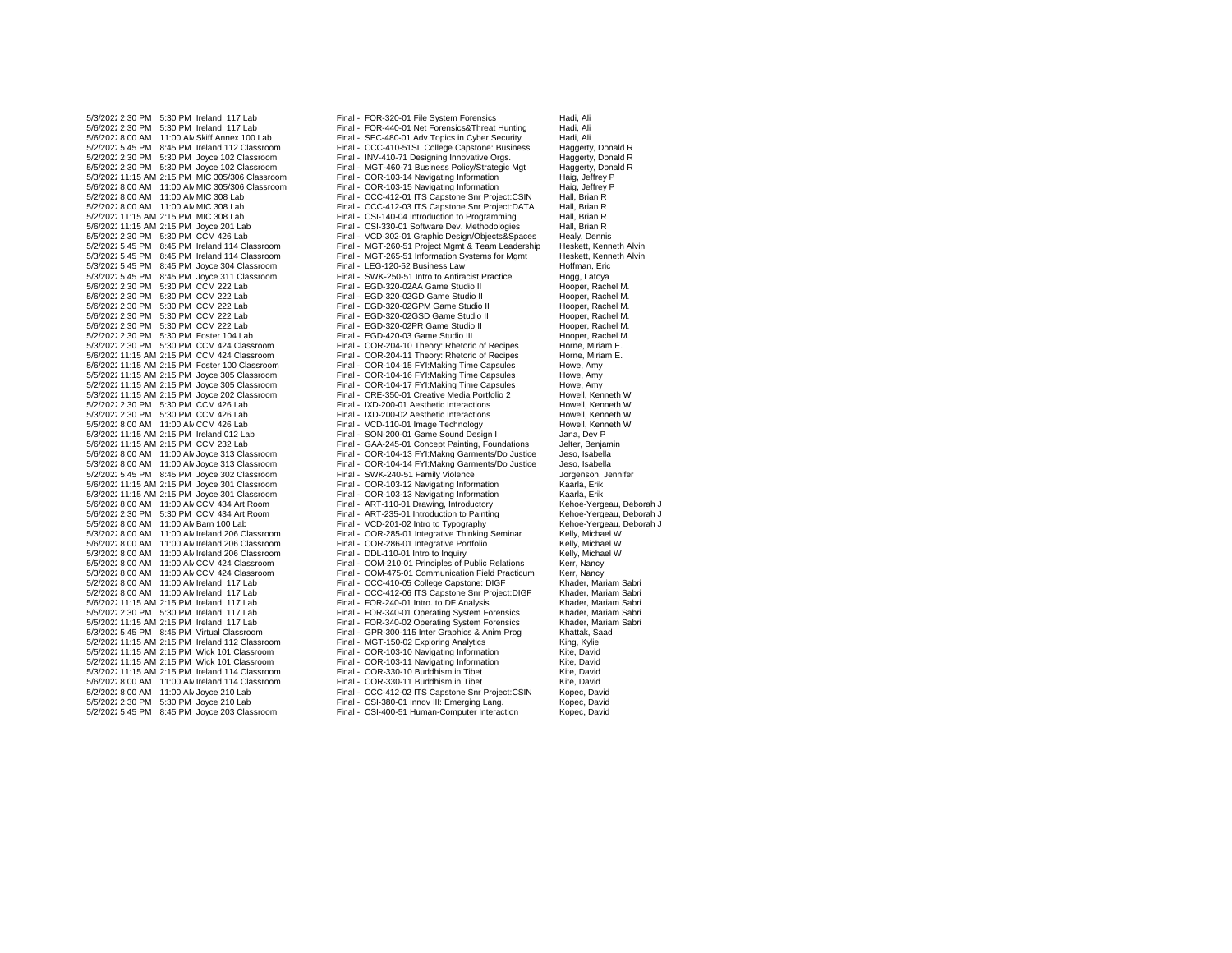| | | | | | | |
|---|---|---|---|---|---|---|
| 5/3/2022 | 2:30 PM | 5:30 PM | Ireland 117 Lab | Final - FOR-320-01 File System Forensics | Hadi, Ali |
| 5/6/2022 | 2:30 PM | 5:30 PM | Ireland 117 Lab | Final - FOR-440-01 Net Forensics&Threat Hunting | Hadi, Ali |
| 5/6/2022 | 8:00 AM | 11:00 AM | Skiff Annex 100 Lab | Final - SEC-480-01 Adv Topics in Cyber Security | Hadi, Ali |
| 5/2/2022 | 5:45 PM | 8:45 PM | Ireland 112 Classroom | Final - CCC-410-51SL College Capstone: Business | Haggerty, Donald R |
| 5/2/2022 | 2:30 PM | 5:30 PM | Joyce 102 Classroom | Final - INV-410-71 Designing Innovative Orgs. | Haggerty, Donald R |
| 5/5/2022 | 2:30 PM | 5:30 PM | Joyce 102 Classroom | Final - MGT-460-71 Business Policy/Strategic Mgt | Haggerty, Donald R |
| 5/3/2022 | 11:15 AM | 2:15 PM | MIC 305/306 Classroom | Final - COR-103-14 Navigating Information | Haig, Jeffrey P |
| 5/6/2022 | 8:00 AM | 11:00 AM | MIC 305/306 Classroom | Final - COR-103-15 Navigating Information | Haig, Jeffrey P |
| 5/2/2022 | 8:00 AM | 11:00 AM | MIC 308 Lab | Final - CCC-412-01 ITS Capstone Snr Project:CSIN | Hall, Brian R |
| 5/2/2022 | 8:00 AM | 11:00 AM | MIC 308 Lab | Final - CCC-412-03 ITS Capstone Snr Project:DATA | Hall, Brian R |
| 5/2/2022 | 11:15 AM | 2:15 PM | MIC 308 Lab | Final - CSI-140-04 Introduction to Programming | Hall, Brian R |
| 5/6/2022 | 11:15 AM | 2:15 PM | Joyce 201 Lab | Final - CSI-330-01 Software Dev. Methodologies | Hall, Brian R |
| 5/5/2022 | 2:30 PM | 5:30 PM | CCM 426 Lab | Final - VCD-302-01 Graphic Design/Objects&Spaces | Healy, Dennis |
| 5/2/2022 | 5:45 PM | 8:45 PM | Ireland 114 Classroom | Final - MGT-260-51 Project Mgmt & Team Leadership | Heskett, Kenneth Alvin |
| 5/3/2022 | 5:45 PM | 8:45 PM | Ireland 114 Classroom | Final - MGT-265-51 Information Systems for Mgmt | Heskett, Kenneth Alvin |
| 5/3/2022 | 5:45 PM | 8:45 PM | Joyce 304 Classroom | Final - LEG-120-52 Business Law | Hoffman, Eric |
| 5/3/2022 | 5:45 PM | 8:45 PM | Joyce 311 Classroom | Final - SWK-250-51 Intro to Antiracist Practice | Hogg, Latoya |
| 5/6/2022 | 2:30 PM | 5:30 PM | CCM 222 Lab | Final - EGD-320-02AA Game Studio II | Hooper, Rachel M. |
| 5/6/2022 | 2:30 PM | 5:30 PM | CCM 222 Lab | Final - EGD-320-02GD Game Studio II | Hooper, Rachel M. |
| 5/6/2022 | 2:30 PM | 5:30 PM | CCM 222 Lab | Final - EGD-320-02GPM Game Studio II | Hooper, Rachel M. |
| 5/6/2022 | 2:30 PM | 5:30 PM | CCM 222 Lab | Final - EGD-320-02GSD Game Studio II | Hooper, Rachel M. |
| 5/6/2022 | 2:30 PM | 5:30 PM | CCM 222 Lab | Final - EGD-320-02PR Game Studio II | Hooper, Rachel M. |
| 5/2/2022 | 2:30 PM | 5:30 PM | Foster 104 Lab | Final - EGD-420-03 Game Studio III | Hooper, Rachel M. |
| 5/3/2022 | 2:30 PM | 5:30 PM | CCM 424 Classroom | Final - COR-204-10 Theory: Rhetoric of Recipes | Horne, Miriam E. |
| 5/6/2022 | 11:15 AM | 2:15 PM | CCM 424 Classroom | Final - COR-204-11 Theory: Rhetoric of Recipes | Horne, Miriam E. |
| 5/6/2022 | 11:15 AM | 2:15 PM | Foster 100 Classroom | Final - COR-104-15 FYI:Making Time Capsules | Howe, Amy |
| 5/5/2022 | 11:15 AM | 2:15 PM | Joyce 305 Classroom | Final - COR-104-16 FYI:Making Time Capsules | Howe, Amy |
| 5/2/2022 | 11:15 AM | 2:15 PM | Joyce 305 Classroom | Final - COR-104-17 FYI:Making Time Capsules | Howe, Amy |
| 5/3/2022 | 11:15 AM | 2:15 PM | Joyce 202 Classroom | Final - CRE-350-01 Creative Media Portfolio 2 | Howell, Kenneth W |
| 5/2/2022 | 2:30 PM | 5:30 PM | CCM 426 Lab | Final - IXD-200-01 Aesthetic Interactions | Howell, Kenneth W |
| 5/3/2022 | 2:30 PM | 5:30 PM | CCM 426 Lab | Final - IXD-200-02 Aesthetic Interactions | Howell, Kenneth W |
| 5/5/2022 | 8:00 AM | 11:00 AM | CCM 426 Lab | Final - VCD-110-01 Image Technology | Howell, Kenneth W |
| 5/3/2022 | 11:15 AM | 2:15 PM | Ireland 012 Lab | Final - SON-200-01 Game Sound Design I | Jana, Dev P |
| 5/6/2022 | 11:15 AM | 2:15 PM | CCM 232 Lab | Final - GAA-245-01 Concept Painting, Foundations | Jelter, Benjamin |
| 5/6/2022 | 8:00 AM | 11:00 AM | Joyce 313 Classroom | Final - COR-104-13 FYI:Makng Garments/Do Justice | Jeso, Isabella |
| 5/3/2022 | 8:00 AM | 11:00 AM | Joyce 313 Classroom | Final - COR-104-14 FYI:Makng Garments/Do Justice | Jeso, Isabella |
| 5/2/2022 | 5:45 PM | 8:45 PM | Joyce 302 Classroom | Final - SWK-240-51 Family Violence | Jorgenson, Jennifer |
| 5/6/2022 | 11:15 AM | 2:15 PM | Joyce 301 Classroom | Final - COR-103-12 Navigating Information | Kaarla, Erik |
| 5/3/2022 | 11:15 AM | 2:15 PM | Joyce 301 Classroom | Final - COR-103-13 Navigating Information | Kaarla, Erik |
| 5/6/2022 | 8:00 AM | 11:00 AM | CCM 434 Art Room | Final - ART-110-01 Drawing, Introductory | Kehoe-Yergeau, Deborah J |
| 5/6/2022 | 2:30 PM | 5:30 PM | CCM 434 Art Room | Final - ART-235-01 Introduction to Painting | Kehoe-Yergeau, Deborah J |
| 5/5/2022 | 8:00 AM | 11:00 AM | Barn 100 Lab | Final - VCD-201-02 Intro to Typography | Kehoe-Yergeau, Deborah J |
| 5/3/2022 | 8:00 AM | 11:00 AM | Ireland 206 Classroom | Final - COR-285-01 Integrative Thinking Seminar | Kelly, Michael W |
| 5/6/2022 | 8:00 AM | 11:00 AM | Ireland 206 Classroom | Final - COR-286-01 Integrative Portfolio | Kelly, Michael W |
| 5/3/2022 | 8:00 AM | 11:00 AM | Ireland 206 Classroom | Final - DDL-110-01 Intro to Inquiry | Kelly, Michael W |
| 5/5/2022 | 8:00 AM | 11:00 AM | CCM 424 Classroom | Final - COM-210-01 Principles of Public Relations | Kerr, Nancy |
| 5/3/2022 | 8:00 AM | 11:00 AM | CCM 424 Classroom | Final - COM-475-01 Communication Field Practicum | Kerr, Nancy |
| 5/2/2022 | 8:00 AM | 11:00 AM | Ireland 117 Lab | Final - CCC-410-05 College Capstone: DIGF | Khader, Mariam Sabri |
| 5/2/2022 | 8:00 AM | 11:00 AM | Ireland 117 Lab | Final - CCC-412-06 ITS Capstone Snr Project:DIGF | Khader, Mariam Sabri |
| 5/6/2022 | 11:15 AM | 2:15 PM | Ireland 117 Lab | Final - FOR-240-01 Intro. to DF Analysis | Khader, Mariam Sabri |
| 5/5/2022 | 2:30 PM | 5:30 PM | Ireland 117 Lab | Final - FOR-340-01 Operating System Forensics | Khader, Mariam Sabri |
| 5/5/2022 | 11:15 AM | 2:15 PM | Ireland 117 Lab | Final - FOR-340-02 Operating System Forensics | Khader, Mariam Sabri |
| 5/3/2022 | 5:45 PM | 8:45 PM | Virtual Classroom | Final - GPR-300-115 Inter Graphics & Anim Prog | Khattak, Saad |
| 5/2/2022 | 11:15 AM | 2:15 PM | Ireland 112 Classroom | Final - MGT-150-02 Exploring Analytics | King, Kylie |
| 5/5/2022 | 11:15 AM | 2:15 PM | Wick 101 Classroom | Final - COR-103-10 Navigating Information | Kite, David |
| 5/2/2022 | 11:15 AM | 2:15 PM | Wick 101 Classroom | Final - COR-103-11 Navigating Information | Kite, David |
| 5/3/2022 | 11:15 AM | 2:15 PM | Ireland 114 Classroom | Final - COR-330-10 Buddhism in Tibet | Kite, David |
| 5/6/2022 | 8:00 AM | 11:00 AM | Ireland 114 Classroom | Final - COR-330-11 Buddhism in Tibet | Kite, David |
| 5/2/2022 | 8:00 AM | 11:00 AM | Joyce 210 Lab | Final - CCC-412-02 ITS Capstone Snr Project:CSIN | Kopec, David |
| 5/5/2022 | 2:30 PM | 5:30 PM | Joyce 210 Lab | Final - CSI-380-01 Innov III: Emerging Lang. | Kopec, David |
| 5/2/2022 | 5:45 PM | 8:45 PM | Joyce 203 Classroom | Final - CSI-400-51 Human-Computer Interaction | Kopec, David |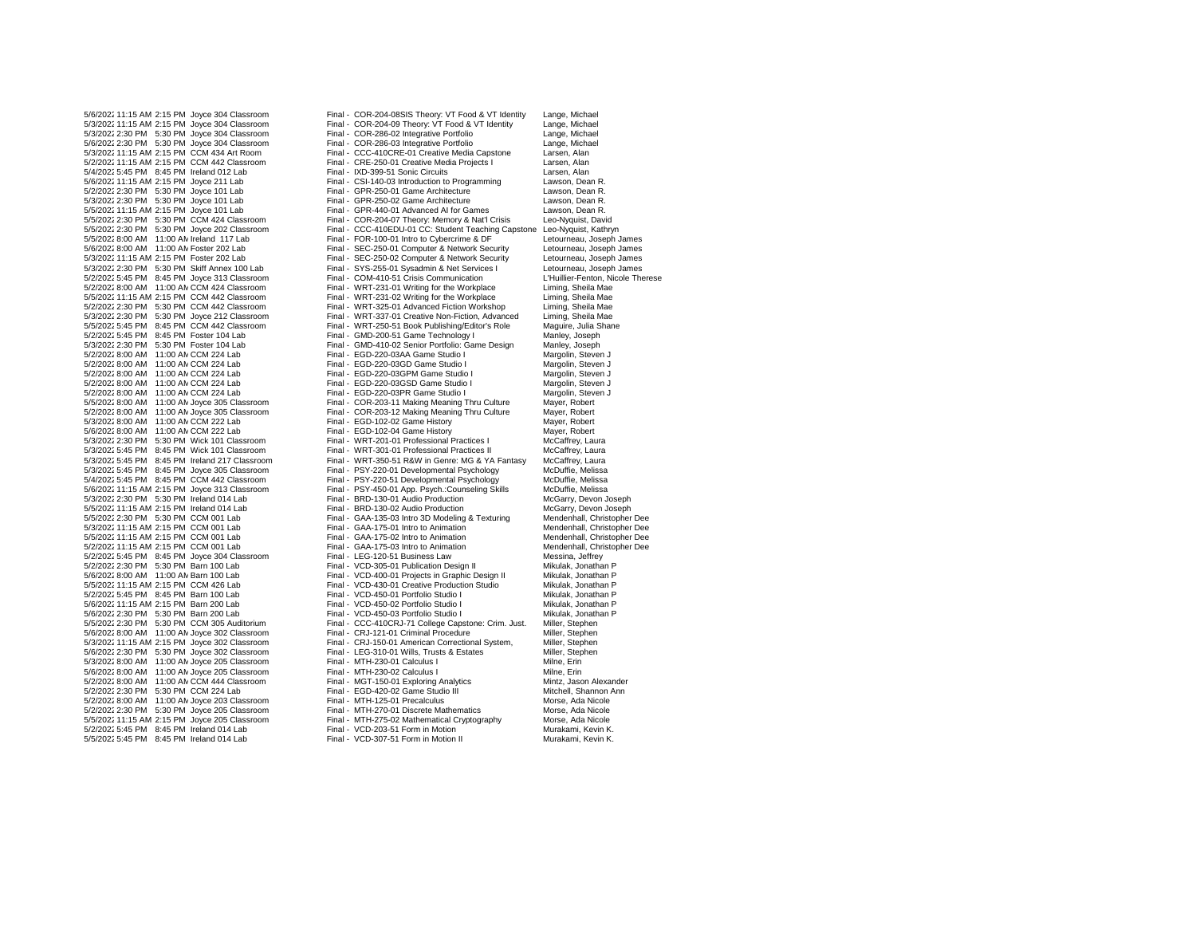| | | | | | |
|---|---|---|---|---|---|
| 5/6/2022 | 11:15 AM | 2:15 PM | Joyce 304 Classroom | Final - COR-204-08SIS Theory: VT Food & VT Identity | Lange, Michael |
| 5/3/2022 | 11:15 AM | 2:15 PM | Joyce 304 Classroom | Final - COR-204-09 Theory: VT Food & VT Identity | Lange, Michael |
| 5/3/2022 | 2:30 PM | 5:30 PM | Joyce 304 Classroom | Final - COR-286-02 Integrative Portfolio | Lange, Michael |
| 5/6/2022 | 2:30 PM | 5:30 PM | Joyce 304 Classroom | Final - COR-286-03 Integrative Portfolio | Lange, Michael |
| 5/3/2022 | 11:15 AM | 2:15 PM | CCM 434 Art Room | Final - CCC-410CRE-01 Creative Media Capstone | Larsen, Alan |
| 5/2/2022 | 11:15 AM | 2:15 PM | CCM 442 Classroom | Final - CRE-250-01 Creative Media Projects I | Larsen, Alan |
| 5/4/2022 | 5:45 PM | 8:45 PM | Ireland 012 Lab | Final - IXD-399-51 Sonic Circuits | Larsen, Alan |
| 5/6/2022 | 11:15 AM | 2:15 PM | Joyce 211 Lab | Final - CSI-140-03 Introduction to Programming | Lawson, Dean R. |
| 5/2/2022 | 2:30 PM | 5:30 PM | Joyce 101 Lab | Final - GPR-250-01 Game Architecture | Lawson, Dean R. |
| 5/3/2022 | 2:30 PM | 5:30 PM | Joyce 101 Lab | Final - GPR-250-02 Game Architecture | Lawson, Dean R. |
| 5/5/2022 | 11:15 AM | 2:15 PM | Joyce 101 Lab | Final - GPR-440-01 Advanced AI for Games | Lawson, Dean R. |
| 5/5/2022 | 2:30 PM | 5:30 PM | CCM 424 Classroom | Final - COR-204-07 Theory: Memory & Nat'l Crisis | Leo-Nyquist, David |
| 5/5/2022 | 2:30 PM | 5:30 PM | Joyce 202 Classroom | Final - CCC-410EDU-01 CC: Student Teaching Capstone | Leo-Nyquist, Kathryn |
| 5/5/2022 | 8:00 AM | 11:00 AM | Ireland 117 Lab | Final - FOR-100-01 Intro to Cybercrime & DF | Letourneau, Joseph James |
| 5/6/2022 | 8:00 AM | 11:00 AM | Foster 202 Lab | Final - SEC-250-01 Computer & Network Security | Letourneau, Joseph James |
| 5/3/2022 | 11:15 AM | 2:15 PM | Foster 202 Lab | Final - SEC-250-02 Computer & Network Security | Letourneau, Joseph James |
| 5/3/2022 | 2:30 PM | 5:30 PM | Skiff Annex 100 Lab | Final - SYS-255-01 Sysadmin & Net Services I | Letourneau, Joseph James |
| 5/2/2022 | 5:45 PM | 8:45 PM | Joyce 313 Classroom | Final - COM-410-51 Crisis Communication | L'Huillier-Fenton, Nicole Therese |
| 5/2/2022 | 8:00 AM | 11:00 AM | CCM 424 Classroom | Final - WRT-231-01 Writing for the Workplace | Liming, Sheila Mae |
| 5/5/2022 | 11:15 AM | 2:15 PM | CCM 442 Classroom | Final - WRT-231-02 Writing for the Workplace | Liming, Sheila Mae |
| 5/2/2022 | 2:30 PM | 5:30 PM | CCM 442 Classroom | Final - WRT-325-01 Advanced Fiction Workshop | Liming, Sheila Mae |
| 5/3/2022 | 2:30 PM | 5:30 PM | Joyce 212 Classroom | Final - WRT-337-01 Creative Non-Fiction, Advanced | Liming, Sheila Mae |
| 5/5/2022 | 5:45 PM | 8:45 PM | CCM 442 Classroom | Final - WRT-250-51 Book Publishing/Editor's Role | Maguire, Julia Shane |
| 5/2/2022 | 5:45 PM | 8:45 PM | Foster 104 Lab | Final - GMD-200-51 Game Technology I | Manley, Joseph |
| 5/3/2022 | 2:30 PM | 5:30 PM | Foster 104 Lab | Final - GMD-410-02 Senior Portfolio: Game Design | Manley, Joseph |
| 5/2/2022 | 8:00 AM | 11:00 AM | CCM 224 Lab | Final - EGD-220-03AA Game Studio I | Margolin, Steven J |
| 5/2/2022 | 8:00 AM | 11:00 AM | CCM 224 Lab | Final - EGD-220-03GD Game Studio I | Margolin, Steven J |
| 5/2/2022 | 8:00 AM | 11:00 AM | CCM 224 Lab | Final - EGD-220-03GPM Game Studio I | Margolin, Steven J |
| 5/2/2022 | 8:00 AM | 11:00 AM | CCM 224 Lab | Final - EGD-220-03GSD Game Studio I | Margolin, Steven J |
| 5/2/2022 | 8:00 AM | 11:00 AM | CCM 224 Lab | Final - EGD-220-03PR Game Studio I | Margolin, Steven J |
| 5/5/2022 | 8:00 AM | 11:00 AM | Joyce 305 Classroom | Final - COR-203-11 Making Meaning Thru Culture | Mayer, Robert |
| 5/2/2022 | 8:00 AM | 11:00 AM | Joyce 305 Classroom | Final - COR-203-12 Making Meaning Thru Culture | Mayer, Robert |
| 5/3/2022 | 8:00 AM | 11:00 AM | CCM 222 Lab | Final - EGD-102-02 Game History | Mayer, Robert |
| 5/6/2022 | 8:00 AM | 11:00 AM | CCM 222 Lab | Final - EGD-102-04 Game History | Mayer, Robert |
| 5/3/2022 | 2:30 PM | 5:30 PM | Wick 101 Classroom | Final - WRT-201-01 Professional Practices I | McCaffrey, Laura |
| 5/3/2022 | 5:45 PM | 8:45 PM | Wick 101 Classroom | Final - WRT-301-01 Professional Practices II | McCaffrey, Laura |
| 5/3/2022 | 5:45 PM | 8:45 PM | Ireland 217 Classroom | Final - WRT-350-51 R&W in Genre: MG & YA Fantasy | McCaffrey, Laura |
| 5/3/2022 | 5:45 PM | 8:45 PM | Joyce 305 Classroom | Final - PSY-220-01 Developmental Psychology | McDuffie, Melissa |
| 5/4/2022 | 5:45 PM | 8:45 PM | CCM 442 Classroom | Final - PSY-220-51 Developmental Psychology | McDuffie, Melissa |
| 5/6/2022 | 11:15 AM | 2:15 PM | Joyce 313 Classroom | Final - PSY-450-01 App. Psych.:Counseling Skills | McDuffie, Melissa |
| 5/3/2022 | 2:30 PM | 5:30 PM | Ireland 014 Lab | Final - BRD-130-01 Audio Production | McGarry, Devon Joseph |
| 5/5/2022 | 11:15 AM | 2:15 PM | Ireland 014 Lab | Final - BRD-130-02 Audio Production | McGarry, Devon Joseph |
| 5/5/2022 | 2:30 PM | 5:30 PM | CCM 001 Lab | Final - GAA-135-03 Intro 3D Modeling & Texturing | Mendenhall, Christopher Dee |
| 5/3/2022 | 11:15 AM | 2:15 PM | CCM 001 Lab | Final - GAA-175-01 Intro to Animation | Mendenhall, Christopher Dee |
| 5/5/2022 | 11:15 AM | 2:15 PM | CCM 001 Lab | Final - GAA-175-02 Intro to Animation | Mendenhall, Christopher Dee |
| 5/2/2022 | 11:15 AM | 2:15 PM | CCM 001 Lab | Final - GAA-175-03 Intro to Animation | Mendenhall, Christopher Dee |
| 5/2/2022 | 5:45 PM | 8:45 PM | Joyce 304 Classroom | Final - LEG-120-51 Business Law | Messina, Jeffrey |
| 5/2/2022 | 2:30 PM | 5:30 PM | Barn 100 Lab | Final - VCD-305-01 Publication Design II | Mikulak, Jonathan P |
| 5/6/2022 | 8:00 AM | 11:00 AM | Barn 100 Lab | Final - VCD-400-01 Projects in Graphic Design II | Mikulak, Jonathan P |
| 5/5/2022 | 11:15 AM | 2:15 PM | CCM 426 Lab | Final - VCD-430-01 Creative Production Studio | Mikulak, Jonathan P |
| 5/2/2022 | 5:45 PM | 8:45 PM | Barn 100 Lab | Final - VCD-450-01 Portfolio Studio I | Mikulak, Jonathan P |
| 5/6/2022 | 11:15 AM | 2:15 PM | Barn 200 Lab | Final - VCD-450-02 Portfolio Studio I | Mikulak, Jonathan P |
| 5/6/2022 | 2:30 PM | 5:30 PM | Barn 200 Lab | Final - VCD-450-03 Portfolio Studio I | Mikulak, Jonathan P |
| 5/5/2022 | 2:30 PM | 5:30 PM | CCM 305 Auditorium | Final - CCC-410CRJ-71 College Capstone: Crim. Just. | Miller, Stephen |
| 5/6/2022 | 8:00 AM | 11:00 AM | Joyce 302 Classroom | Final - CRJ-121-01 Criminal Procedure | Miller, Stephen |
| 5/3/2022 | 11:15 AM | 2:15 PM | Joyce 302 Classroom | Final - CRJ-150-01 American Correctional System, | Miller, Stephen |
| 5/6/2022 | 2:30 PM | 5:30 PM | Joyce 302 Classroom | Final - LEG-310-01 Wills, Trusts & Estates | Miller, Stephen |
| 5/3/2022 | 8:00 AM | 11:00 AM | Joyce 205 Classroom | Final - MTH-230-01 Calculus I | Milne, Erin |
| 5/6/2022 | 8:00 AM | 11:00 AM | Joyce 205 Classroom | Final - MTH-230-02 Calculus I | Milne, Erin |
| 5/2/2022 | 8:00 AM | 11:00 AM | CCM 444 Classroom | Final - MGT-150-01 Exploring Analytics | Mintz, Jason Alexander |
| 5/2/2022 | 2:30 PM | 5:30 PM | CCM 224 Lab | Final - EGD-420-02 Game Studio III | Mitchell, Shannon Ann |
| 5/2/2022 | 8:00 AM | 11:00 AM | Joyce 203 Classroom | Final - MTH-125-01 Precalculus | Morse, Ada Nicole |
| 5/2/2022 | 2:30 PM | 5:30 PM | Joyce 205 Classroom | Final - MTH-270-01 Discrete Mathematics | Morse, Ada Nicole |
| 5/5/2022 | 11:15 AM | 2:15 PM | Joyce 205 Classroom | Final - MTH-275-02 Mathematical Cryptography | Morse, Ada Nicole |
| 5/2/2022 | 5:45 PM | 8:45 PM | Ireland 014 Lab | Final - VCD-203-51 Form in Motion | Murakami, Kevin K. |
| 5/5/2022 | 5:45 PM | 8:45 PM | Ireland 014 Lab | Final - VCD-307-51 Form in Motion II | Murakami, Kevin K. |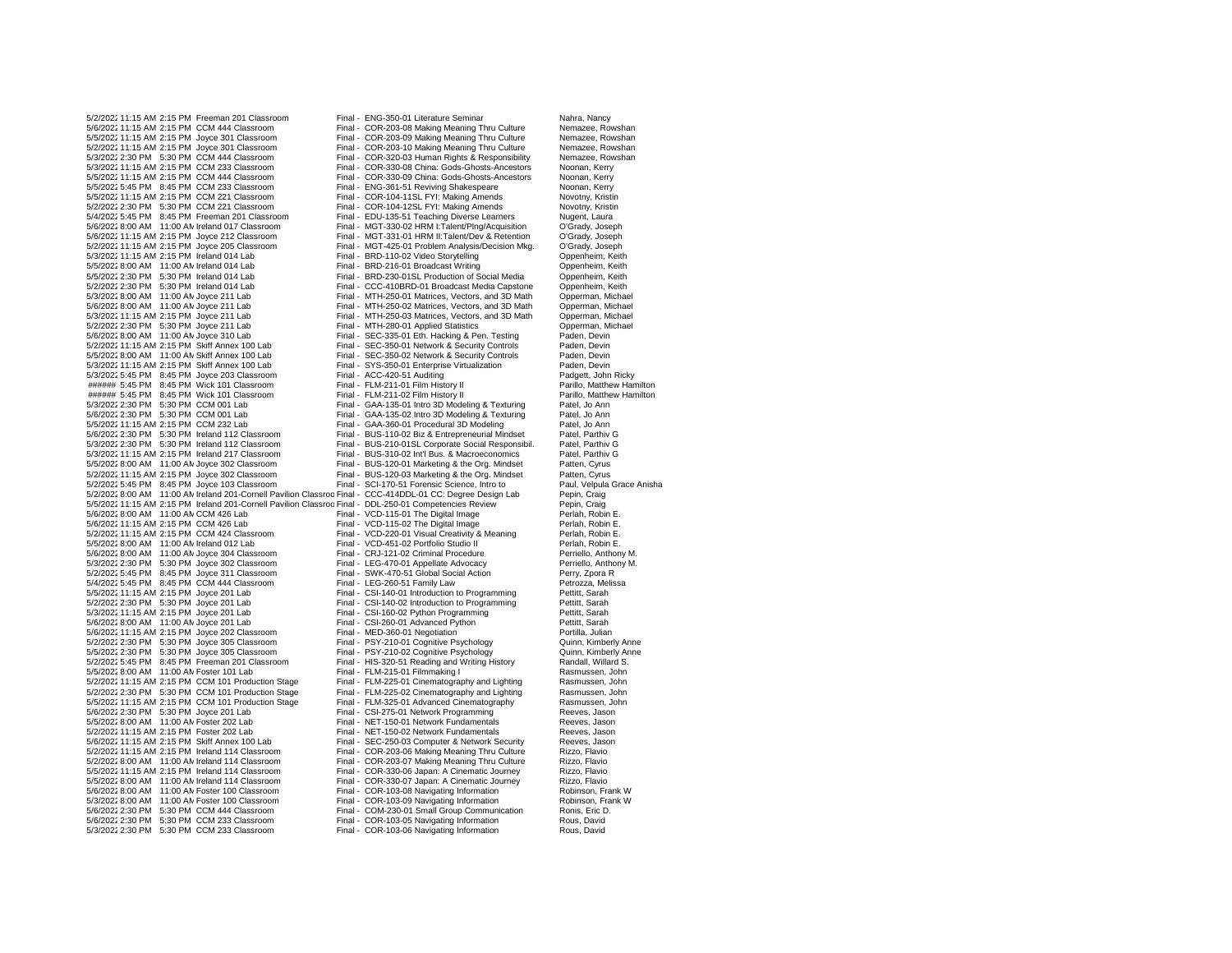| Date | Start | End | Room | Exam | Instructor |
|---|---|---|---|---|---|
| 5/2/2022 | 11:15 AM | 2:15 PM | Freeman 201 Classroom | Final - ENG-350-01 Literature Seminar | Nahra, Nancy |
| 5/6/2022 | 11:15 AM | 2:15 PM | CCM 444 Classroom | Final - COR-203-08 Making Meaning Thru Culture | Nemazee, Rowshan |
| 5/5/2022 | 11:15 AM | 2:15 PM | Joyce 301 Classroom | Final - COR-203-09 Making Meaning Thru Culture | Nemazee, Rowshan |
| 5/2/2022 | 11:15 AM | 2:15 PM | Joyce 301 Classroom | Final - COR-203-10 Making Meaning Thru Culture | Nemazee, Rowshan |
| 5/3/2022 | 2:30 PM | 5:30 PM | CCM 444 Classroom | Final - COR-320-03 Human Rights & Responsibility | Nemazee, Rowshan |
| 5/3/2022 | 11:15 AM | 2:15 PM | CCM 233 Classroom | Final - COR-330-08 China: Gods-Ghosts-Ancestors | Noonan, Kerry |
| 5/5/2022 | 11:15 AM | 2:15 PM | CCM 444 Classroom | Final - COR-330-09 China: Gods-Ghosts-Ancestors | Noonan, Kerry |
| 5/5/2022 | 5:45 PM | 8:45 PM | CCM 233 Classroom | Final - ENG-361-51 Reviving Shakespeare | Noonan, Kerry |
| 5/5/2022 | 11:15 AM | 2:15 PM | CCM 221 Classroom | Final - COR-104-11SL FYI: Making Amends | Novotny, Kristin |
| 5/2/2022 | 2:30 PM | 5:30 PM | CCM 221 Classroom | Final - COR-104-12SL FYI: Making Amends | Novotny, Kristin |
| 5/4/2022 | 5:45 PM | 8:45 PM | Freeman 201 Classroom | Final - EDU-135-51 Teaching Diverse Learners | Nugent, Laura |
| 5/6/2022 | 8:00 AM | 11:00 AM | Ireland 017 Classroom | Final - MGT-330-02 HRM I:Talent/Plng/Acquisition | O'Grady, Joseph |
| 5/6/2022 | 11:15 AM | 2:15 PM | Joyce 212 Classroom | Final - MGT-331-01 HRM II:Talent/Dev & Retention | O'Grady, Joseph |
| 5/2/2022 | 11:15 AM | 2:15 PM | Joyce 205 Classroom | Final - MGT-425-01 Problem Analysis/Decision Mkg. | O'Grady, Joseph |
| 5/3/2022 | 11:15 AM | 2:15 PM | Ireland 014 Lab | Final - BRD-110-02 Video Storytelling | Oppenheim, Keith |
| 5/5/2022 | 8:00 AM | 11:00 AM | Ireland 014 Lab | Final - BRD-216-01 Broadcast Writing | Oppenheim, Keith |
| 5/5/2022 | 2:30 PM | 5:30 PM | Ireland 014 Lab | Final - BRD-230-01SL Production of Social Media | Oppenheim, Keith |
| 5/2/2022 | 2:30 PM | 5:30 PM | Ireland 014 Lab | Final - CCC-410BRD-01 Broadcast Media Capstone | Oppenheim, Keith |
| 5/3/2022 | 8:00 AM | 11:00 AM | Joyce 211 Lab | Final - MTH-250-01 Matrices, Vectors, and 3D Math | Opperman, Michael |
| 5/6/2022 | 8:00 AM | 11:00 AM | Joyce 211 Lab | Final - MTH-250-02 Matrices, Vectors, and 3D Math | Opperman, Michael |
| 5/3/2022 | 11:15 AM | 2:15 PM | Joyce 211 Lab | Final - MTH-250-03 Matrices, Vectors, and 3D Math | Opperman, Michael |
| 5/2/2022 | 2:30 PM | 5:30 PM | Joyce 211 Lab | Final - MTH-280-01 Applied Statistics | Opperman, Michael |
| 5/6/2022 | 8:00 AM | 11:00 AM | Joyce 310 Lab | Final - SEC-335-01 Eth. Hacking & Pen. Testing | Paden, Devin |
| 5/2/2022 | 11:15 AM | 2:15 PM | Skiff Annex 100 Lab | Final - SEC-350-01 Network & Security Controls | Paden, Devin |
| 5/5/2022 | 8:00 AM | 11:00 AM | Skiff Annex 100 Lab | Final - SEC-350-02 Network & Security Controls | Paden, Devin |
| 5/3/2022 | 11:15 AM | 2:15 PM | Skiff Annex 100 Lab | Final - SYS-350-01 Enterprise Virtualization | Paden, Devin |
| 5/3/2022 | 5:45 PM | 8:45 PM | Joyce 203 Classroom | Final - ACC-420-51 Auditing | Padgett, John Ricky |
| ###### | 5:45 PM | 8:45 PM | Wick 101 Classroom | Final - FLM-211-01 Film History II | Parillo, Matthew Hamilton |
| ###### | 5:45 PM | 8:45 PM | Wick 101 Classroom | Final - FLM-211-02 Film History II | Parillo, Matthew Hamilton |
| 5/3/2022 | 2:30 PM | 5:30 PM | CCM 001 Lab | Final - GAA-135-01 Intro 3D Modeling & Texturing | Patel, Jo Ann |
| 5/6/2022 | 2:30 PM | 5:30 PM | CCM 001 Lab | Final - GAA-135-02 Intro 3D Modeling & Texturing | Patel, Jo Ann |
| 5/5/2022 | 11:15 AM | 2:15 PM | CCM 232 Lab | Final - GAA-360-01 Procedural 3D Modeling | Patel, Jo Ann |
| 5/6/2022 | 2:30 PM | 5:30 PM | Ireland 112 Classroom | Final - BUS-110-02 Biz & Entrepreneurial Mindset | Patel, Parthiv G |
| 5/3/2022 | 2:30 PM | 5:30 PM | Ireland 112 Classroom | Final - BUS-210-01SL Corporate Social Responsibil. | Patel, Parthiv G |
| 5/3/2022 | 11:15 AM | 2:15 PM | Ireland 217 Classroom | Final - BUS-310-02 Int'l Bus. & Macroeconomics | Patel, Parthiv G |
| 5/5/2022 | 8:00 AM | 11:00 AM | Joyce 302 Classroom | Final - BUS-120-01 Marketing & the Org. Mindset | Patten, Cyrus |
| 5/2/2022 | 11:15 AM | 2:15 PM | Joyce 302 Classroom | Final - BUS-120-03 Marketing & the Org. Mindset | Patten, Cyrus |
| 5/2/2022 | 5:45 PM | 8:45 PM | Joyce 103 Classroom | Final - SCI-170-51 Forensic Science, Intro to | Paul, Velpula Grace Anisha |
| 5/2/2022 | 8:00 AM | 11:00 AM | Ireland 201-Cornell Pavilion Classroo | Final - CCC-414DDL-01 CC: Degree Design Lab | Pepin, Craig |
| 5/5/2022 | 11:15 AM | 2:15 PM | Ireland 201-Cornell Pavilion Classroo | Final - DDL-250-01 Competencies Review | Pepin, Craig |
| 5/6/2022 | 8:00 AM | 11:00 AM | CCM 426 Lab | Final - VCD-115-01 The Digital Image | Perlah, Robin E. |
| 5/6/2022 | 11:15 AM | 2:15 PM | CCM 426 Lab | Final - VCD-115-02 The Digital Image | Perlah, Robin E. |
| 5/2/2022 | 11:15 AM | 2:15 PM | CCM 424 Classroom | Final - VCD-220-01 Visual Creativity & Meaning | Perlah, Robin E. |
| 5/5/2022 | 8:00 AM | 11:00 AM | Ireland 012 Lab | Final - VCD-451-02 Portfolio Studio II | Perlah, Robin E. |
| 5/6/2022 | 8:00 AM | 11:00 AM | Joyce 304 Classroom | Final - CRJ-121-02 Criminal Procedure | Perriello, Anthony M. |
| 5/3/2022 | 2:30 PM | 5:30 PM | Joyce 302 Classroom | Final - LEG-470-01 Appellate Advocacy | Perriello, Anthony M. |
| 5/2/2022 | 5:45 PM | 8:45 PM | Joyce 311 Classroom | Final - SWK-470-51 Global Social Action | Perry, Zpora R |
| 5/4/2022 | 5:45 PM | 8:45 PM | CCM 444 Classroom | Final - LEG-260-51 Family Law | Petrozza, Melissa |
| 5/5/2022 | 11:15 AM | 2:15 PM | Joyce 201 Lab | Final - CSI-140-01 Introduction to Programming | Pettitt, Sarah |
| 5/2/2022 | 2:30 PM | 5:30 PM | Joyce 201 Lab | Final - CSI-140-02 Introduction to Programming | Pettitt, Sarah |
| 5/3/2022 | 11:15 AM | 2:15 PM | Joyce 201 Lab | Final - CSI-160-02 Python Programming | Pettitt, Sarah |
| 5/6/2022 | 8:00 AM | 11:00 AM | Joyce 201 Lab | Final - CSI-260-01 Advanced Python | Pettitt, Sarah |
| 5/6/2022 | 11:15 AM | 2:15 PM | Joyce 202 Classroom | Final - MED-360-01 Negotiation | Portilla, Julian |
| 5/2/2022 | 2:30 PM | 5:30 PM | Joyce 305 Classroom | Final - PSY-210-01 Cognitive Psychology | Quinn, Kimberly Anne |
| 5/5/2022 | 2:30 PM | 5:30 PM | Joyce 305 Classroom | Final - PSY-210-02 Cognitive Psychology | Quinn, Kimberly Anne |
| 5/2/2022 | 5:45 PM | 8:45 PM | Freeman 201 Classroom | Final - HIS-320-51 Reading and Writing History | Randall, Willard S. |
| 5/5/2022 | 8:00 AM | 11:00 AM | Foster 101 Lab | Final - FLM-215-01 Filmmaking I | Rasmussen, John |
| 5/2/2022 | 11:15 AM | 2:15 PM | CCM 101 Production Stage | Final - FLM-225-01 Cinematography and Lighting | Rasmussen, John |
| 5/2/2022 | 2:30 PM | 5:30 PM | CCM 101 Production Stage | Final - FLM-225-02 Cinematography and Lighting | Rasmussen, John |
| 5/5/2022 | 11:15 AM | 2:15 PM | CCM 101 Production Stage | Final - FLM-325-01 Advanced Cinematography | Rasmussen, John |
| 5/6/2022 | 2:30 PM | 5:30 PM | Joyce 201 Lab | Final - CSI-275-01 Network Programming | Reeves, Jason |
| 5/5/2022 | 8:00 AM | 11:00 AM | Foster 202 Lab | Final - NET-150-01 Network Fundamentals | Reeves, Jason |
| 5/2/2022 | 11:15 AM | 2:15 PM | Foster 202 Lab | Final - NET-150-02 Network Fundamentals | Reeves, Jason |
| 5/6/2022 | 11:15 AM | 2:15 PM | Skiff Annex 100 Lab | Final - SEC-250-03 Computer & Network Security | Reeves, Jason |
| 5/2/2022 | 11:15 AM | 2:15 PM | Ireland 114 Classroom | Final - COR-203-06 Making Meaning Thru Culture | Rizzo, Flavio |
| 5/2/2022 | 8:00 AM | 11:00 AM | Ireland 114 Classroom | Final - COR-203-07 Making Meaning Thru Culture | Rizzo, Flavio |
| 5/5/2022 | 11:15 AM | 2:15 PM | Ireland 114 Classroom | Final - COR-330-06 Japan: A Cinematic Journey | Rizzo, Flavio |
| 5/5/2022 | 8:00 AM | 11:00 AM | Ireland 114 Classroom | Final - COR-330-07 Japan: A Cinematic Journey | Rizzo, Flavio |
| 5/6/2022 | 8:00 AM | 11:00 AM | Foster 100 Classroom | Final - COR-103-08 Navigating Information | Robinson, Frank W |
| 5/3/2022 | 8:00 AM | 11:00 AM | Foster 100 Classroom | Final - COR-103-09 Navigating Information | Robinson, Frank W |
| 5/6/2022 | 2:30 PM | 5:30 PM | CCM 444 Classroom | Final - COM-230-01 Small Group Communication | Ronis, Eric D. |
| 5/6/2022 | 2:30 PM | 5:30 PM | CCM 233 Classroom | Final - COR-103-05 Navigating Information | Rous, David |
| 5/3/2022 | 2:30 PM | 5:30 PM | CCM 233 Classroom | Final - COR-103-06 Navigating Information | Rous, David |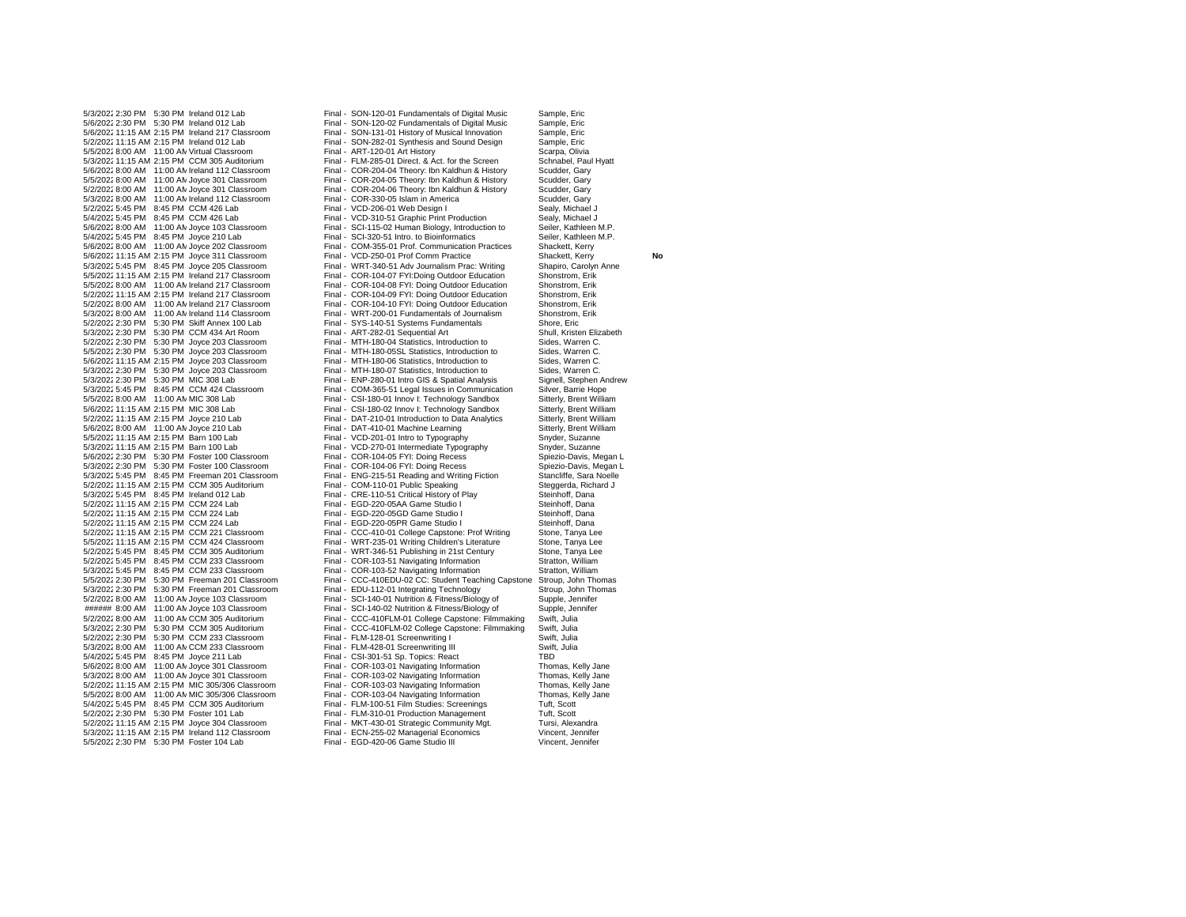| Date | Start | End | Location | Exam | Instructor | |
|---|---|---|---|---|---|---|
| 5/3/2022 | 2:30 PM | 5:30 PM | Ireland 012 Lab | Final - SON-120-01 Fundamentals of Digital Music | Sample, Eric | |
| 5/6/2022 | 2:30 PM | 5:30 PM | Ireland 012 Lab | Final - SON-120-02 Fundamentals of Digital Music | Sample, Eric | |
| 5/6/2022 | 11:15 AM | 2:15 PM | Ireland 217 Classroom | Final - SON-131-01 History of Musical Innovation | Sample, Eric | |
| 5/2/2022 | 11:15 AM | 2:15 PM | Ireland 012 Lab | Final - SON-282-01 Synthesis and Sound Design | Sample, Eric | |
| 5/5/2022 | 8:00 AM | 11:00 AM | Virtual Classroom | Final - ART-120-01 Art History | Scarpa, Olivia | |
| 5/3/2022 | 11:15 AM | 2:15 PM | CCM 305 Auditorium | Final - FLM-285-01 Direct. & Act. for the Screen | Schnabel, Paul Hyatt | |
| 5/6/2022 | 8:00 AM | 11:00 AM | Ireland 112 Classroom | Final - COR-204-04 Theory: Ibn Kaldhun & History | Scudder, Gary | |
| 5/5/2022 | 8:00 AM | 11:00 AM | Joyce 301 Classroom | Final - COR-204-05 Theory: Ibn Kaldhun & History | Scudder, Gary | |
| 5/2/2022 | 8:00 AM | 11:00 AM | Joyce 301 Classroom | Final - COR-204-06 Theory: Ibn Kaldhun & History | Scudder, Gary | |
| 5/3/2022 | 8:00 AM | 11:00 AM | Ireland 112 Classroom | Final - COR-330-05 Islam in America | Scudder, Gary | |
| 5/2/2022 | 5:45 PM | 8:45 PM | CCM 426 Lab | Final - VCD-206-01 Web Design I | Sealy, Michael J | |
| 5/4/2022 | 5:45 PM | 8:45 PM | CCM 426 Lab | Final - VCD-310-51 Graphic Print Production | Sealy, Michael J | |
| 5/6/2022 | 8:00 AM | 11:00 AM | Joyce 103 Classroom | Final - SCI-115-02 Human Biology, Introduction to | Seiler, Kathleen M.P. | |
| 5/4/2022 | 5:45 PM | 8:45 PM | Joyce 210 Lab | Final - SCI-320-51 Intro. to Bioinformatics | Seiler, Kathleen M.P. | |
| 5/6/2022 | 8:00 AM | 11:00 AM | Joyce 202 Classroom | Final - COM-355-01 Prof. Communication Practices | Shackett, Kerry | |
| 5/6/2022 | 11:15 AM | 2:15 PM | Joyce 311 Classroom | Final - VCD-250-01 Prof Comm Practice | Shackett, Kerry | **No** |
| 5/3/2022 | 5:45 PM | 8:45 PM | Joyce 205 Classroom | Final - WRT-340-51 Adv Journalism Prac: Writing | Shapiro, Carolyn Anne | |
| 5/5/2022 | 11:15 AM | 2:15 PM | Ireland 217 Classroom | Final - COR-104-07 FYI:Doing Outdoor Education | Shonstrom, Erik | |
| 5/5/2022 | 8:00 AM | 11:00 AM | Ireland 217 Classroom | Final - COR-104-08 FYI: Doing Outdoor Education | Shonstrom, Erik | |
| 5/2/2022 | 11:15 AM | 2:15 PM | Ireland 217 Classroom | Final - COR-104-09 FYI: Doing Outdoor Education | Shonstrom, Erik | |
| 5/2/2022 | 8:00 AM | 11:00 AM | Ireland 217 Classroom | Final - COR-104-10 FYI: Doing Outdoor Education | Shonstrom, Erik | |
| 5/3/2022 | 8:00 AM | 11:00 AM | Ireland 114 Classroom | Final - WRT-200-01 Fundamentals of Journalism | Shonstrom, Erik | |
| 5/2/2022 | 2:30 PM | 5:30 PM | Skiff Annex 100 Lab | Final - SYS-140-51 Systems Fundamentals | Shore, Eric | |
| 5/3/2022 | 2:30 PM | 5:30 PM | CCM 434 Art Room | Final - ART-282-01 Sequential Art | Shull, Kristen Elizabeth | |
| 5/2/2022 | 2:30 PM | 5:30 PM | Joyce 203 Classroom | Final - MTH-180-04 Statistics, Introduction to | Sides, Warren C. | |
| 5/5/2022 | 2:30 PM | 5:30 PM | Joyce 203 Classroom | Final - MTH-180-05SL Statistics, Introduction to | Sides, Warren C. | |
| 5/6/2022 | 11:15 AM | 2:15 PM | Joyce 203 Classroom | Final - MTH-180-06 Statistics, Introduction to | Sides, Warren C. | |
| 5/3/2022 | 2:30 PM | 5:30 PM | Joyce 203 Classroom | Final - MTH-180-07 Statistics, Introduction to | Sides, Warren C. | |
| 5/3/2022 | 2:30 PM | 5:30 PM | MIC 308 Lab | Final - ENP-280-01 Intro GIS & Spatial Analysis | Signell, Stephen Andrew | |
| 5/3/2022 | 5:45 PM | 8:45 PM | CCM 424 Classroom | Final - COM-365-51 Legal Issues in Communication | Silver, Barrie Hope | |
| 5/5/2022 | 8:00 AM | 11:00 AM | MIC 308 Lab | Final - CSI-180-01 Innov I: Technology Sandbox | Sitterly, Brent William | |
| 5/6/2022 | 11:15 AM | 2:15 PM | MIC 308 Lab | Final - CSI-180-02 Innov I: Technology Sandbox | Sitterly, Brent William | |
| 5/2/2022 | 11:15 AM | 2:15 PM | Joyce 210 Lab | Final - DAT-210-01 Introduction to Data Analytics | Sitterly, Brent William | |
| 5/6/2022 | 8:00 AM | 11:00 AM | Joyce 210 Lab | Final - DAT-410-01 Machine Learning | Sitterly, Brent William | |
| 5/5/2022 | 11:15 AM | 2:15 PM | Barn 100 Lab | Final - VCD-201-01 Intro to Typography | Snyder, Suzanne | |
| 5/3/2022 | 11:15 AM | 2:15 PM | Barn 100 Lab | Final - VCD-270-01 Intermediate Typography | Snyder, Suzanne | |
| 5/6/2022 | 2:30 PM | 5:30 PM | Foster 100 Classroom | Final - COR-104-05 FYI: Doing Recess | Spiezio-Davis, Megan L | |
| 5/3/2022 | 2:30 PM | 5:30 PM | Foster 100 Classroom | Final - COR-104-06 FYI: Doing Recess | Spiezio-Davis, Megan L | |
| 5/3/2022 | 5:45 PM | 8:45 PM | Freeman 201 Classroom | Final - ENG-215-51 Reading and Writing Fiction | Stancliffe, Sara Noelle | |
| 5/2/2022 | 11:15 AM | 2:15 PM | CCM 305 Auditorium | Final - COM-110-01 Public Speaking | Steggerda, Richard J | |
| 5/3/2022 | 5:45 PM | 8:45 PM | Ireland 012 Lab | Final - CRE-110-51 Critical History of Play | Steinhoff, Dana | |
| 5/2/2022 | 11:15 AM | 2:15 PM | CCM 224 Lab | Final - EGD-220-05AA Game Studio I | Steinhoff, Dana | |
| 5/2/2022 | 11:15 AM | 2:15 PM | CCM 224 Lab | Final - EGD-220-05GD Game Studio I | Steinhoff, Dana | |
| 5/2/2022 | 11:15 AM | 2:15 PM | CCM 224 Lab | Final - EGD-220-05PR Game Studio I | Steinhoff, Dana | |
| 5/2/2022 | 11:15 AM | 2:15 PM | CCM 221 Classroom | Final - CCC-410-01 College Capstone: Prof Writing | Stone, Tanya Lee | |
| 5/5/2022 | 11:15 AM | 2:15 PM | CCM 424 Classroom | Final - WRT-235-01 Writing Children's Literature | Stone, Tanya Lee | |
| 5/2/2022 | 5:45 PM | 8:45 PM | CCM 305 Auditorium | Final - WRT-346-51 Publishing in 21st Century | Stone, Tanya Lee | |
| 5/2/2022 | 5:45 PM | 8:45 PM | CCM 233 Classroom | Final - COR-103-51 Navigating Information | Stratton, William | |
| 5/3/2022 | 5:45 PM | 8:45 PM | CCM 233 Classroom | Final - COR-103-52 Navigating Information | Stratton, William | |
| 5/5/2022 | 2:30 PM | 5:30 PM | Freeman 201 Classroom | Final - CCC-410EDU-02 CC: Student Teaching Capstone | Stroup, John Thomas | |
| 5/3/2022 | 2:30 PM | 5:30 PM | Freeman 201 Classroom | Final - EDU-112-01 Integrating Technology | Stroup, John Thomas | |
| 5/2/2022 | 8:00 AM | 11:00 AM | Joyce 103 Classroom | Final - SCI-140-01 Nutrition & Fitness/Biology of | Supple, Jennifer | |
| ###### | 8:00 AM | 11:00 AM | Joyce 103 Classroom | Final - SCI-140-02 Nutrition & Fitness/Biology of | Supple, Jennifer | |
| 5/2/2022 | 8:00 AM | 11:00 AM | CCM 305 Auditorium | Final - CCC-410FLM-01 College Capstone: Filmmaking | Swift, Julia | |
| 5/3/2022 | 2:30 PM | 5:30 PM | CCM 305 Auditorium | Final - CCC-410FLM-02 College Capstone: Filmmaking | Swift, Julia | |
| 5/2/2022 | 2:30 PM | 5:30 PM | CCM 233 Classroom | Final - FLM-128-01 Screenwriting I | Swift, Julia | |
| 5/3/2022 | 8:00 AM | 11:00 AM | CCM 233 Classroom | Final - FLM-428-01 Screenwriting III | Swift, Julia | |
| 5/4/2022 | 5:45 PM | 8:45 PM | Joyce 211 Lab | Final - CSI-301-51 Sp. Topics: React | TBD | |
| 5/6/2022 | 8:00 AM | 11:00 AM | Joyce 301 Classroom | Final - COR-103-01 Navigating Information | Thomas, Kelly Jane | |
| 5/3/2022 | 8:00 AM | 11:00 AM | Joyce 301 Classroom | Final - COR-103-02 Navigating Information | Thomas, Kelly Jane | |
| 5/2/2022 | 11:15 AM | 2:15 PM | MIC 305/306 Classroom | Final - COR-103-03 Navigating Information | Thomas, Kelly Jane | |
| 5/5/2022 | 8:00 AM | 11:00 AM | MIC 305/306 Classroom | Final - COR-103-04 Navigating Information | Thomas, Kelly Jane | |
| 5/4/2022 | 5:45 PM | 8:45 PM | CCM 305 Auditorium | Final - FLM-100-51 Film Studies: Screenings | Tuft, Scott | |
| 5/2/2022 | 2:30 PM | 5:30 PM | Foster 101 Lab | Final - FLM-310-01 Production Management | Tuft, Scott | |
| 5/2/2022 | 11:15 AM | 2:15 PM | Joyce 304 Classroom | Final - MKT-430-01 Strategic Community Mgt. | Tursi, Alexandra | |
| 5/3/2022 | 11:15 AM | 2:15 PM | Ireland 112 Classroom | Final - ECN-255-02 Managerial Economics | Vincent, Jennifer | |
| 5/5/2022 | 2:30 PM | 5:30 PM | Foster 104 Lab | Final - EGD-420-06 Game Studio III | Vincent, Jennifer | |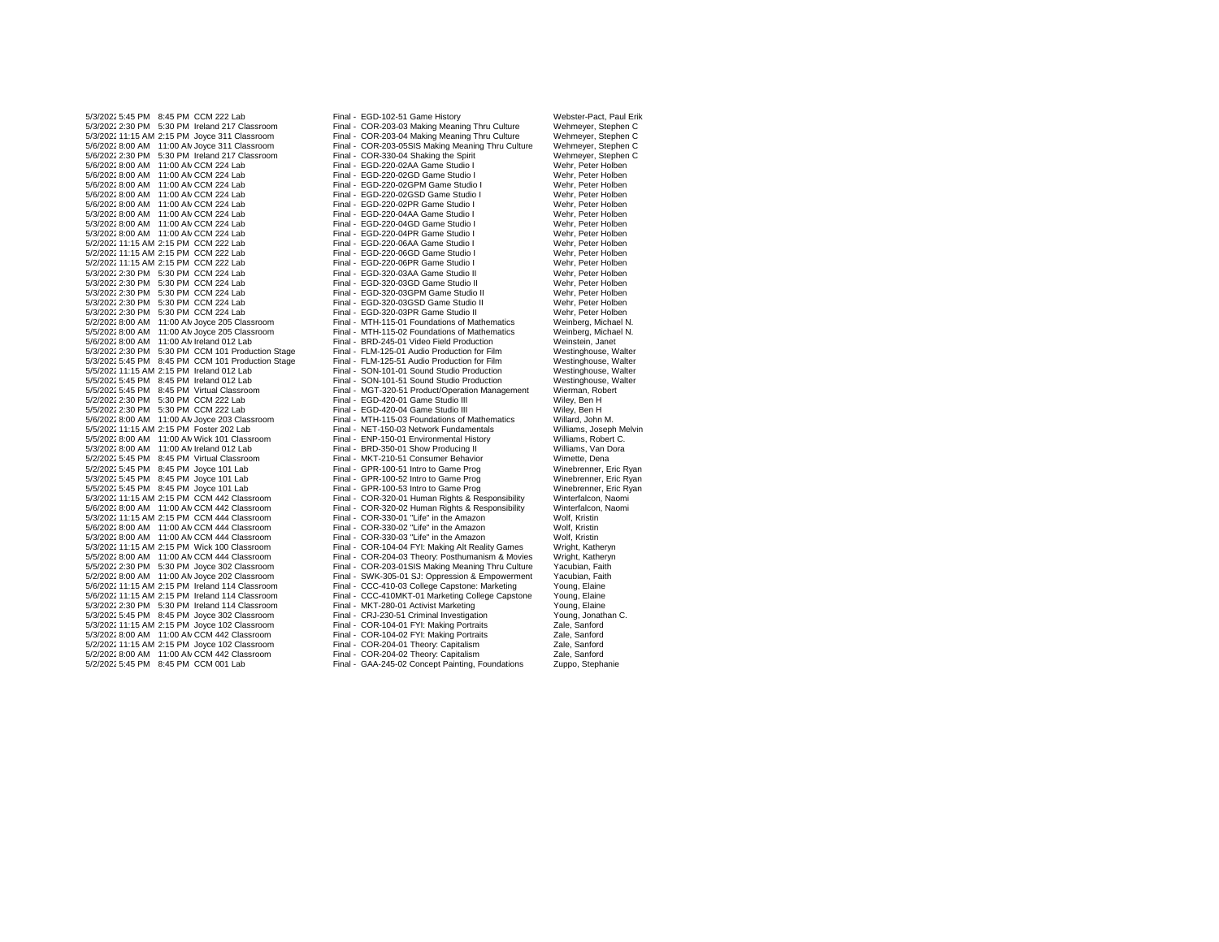| | | | | | |
|---|---|---|---|---|---|
| 5/3/2022 | 5:45 PM | 8:45 PM | CCM 222 Lab | Final - EGD-102-51 Game History | Webster-Pact, Paul Erik |
| 5/3/2022 | 2:30 PM | 5:30 PM | Ireland 217 Classroom | Final - COR-203-03 Making Meaning Thru Culture | Wehmeyer, Stephen C |
| 5/3/2022 | 11:15 AM | 2:15 PM | Joyce 311 Classroom | Final - COR-203-04 Making Meaning Thru Culture | Wehmeyer, Stephen C |
| 5/6/2022 | 8:00 AM | 11:00 AM | Joyce 311 Classroom | Final - COR-203-05SIS Making Meaning Thru Culture | Wehmeyer, Stephen C |
| 5/6/2022 | 2:30 PM | 5:30 PM | Ireland 217 Classroom | Final - COR-330-04 Shaking the Spirit | Wehmeyer, Stephen C |
| 5/6/2022 | 8:00 AM | 11:00 AM | CCM 224 Lab | Final - EGD-220-02AA Game Studio I | Wehr, Peter Holben |
| 5/6/2022 | 8:00 AM | 11:00 AM | CCM 224 Lab | Final - EGD-220-02GD Game Studio I | Wehr, Peter Holben |
| 5/6/2022 | 8:00 AM | 11:00 AM | CCM 224 Lab | Final - EGD-220-02GPM Game Studio I | Wehr, Peter Holben |
| 5/6/2022 | 8:00 AM | 11:00 AM | CCM 224 Lab | Final - EGD-220-02GSD Game Studio I | Wehr, Peter Holben |
| 5/6/2022 | 8:00 AM | 11:00 AM | CCM 224 Lab | Final - EGD-220-02PR Game Studio I | Wehr, Peter Holben |
| 5/3/2022 | 8:00 AM | 11:00 AM | CCM 224 Lab | Final - EGD-220-04AA Game Studio I | Wehr, Peter Holben |
| 5/3/2022 | 8:00 AM | 11:00 AM | CCM 224 Lab | Final - EGD-220-04GD Game Studio I | Wehr, Peter Holben |
| 5/3/2022 | 8:00 AM | 11:00 AM | CCM 224 Lab | Final - EGD-220-04PR Game Studio I | Wehr, Peter Holben |
| 5/2/2022 | 11:15 AM | 2:15 PM | CCM 222 Lab | Final - EGD-220-06AA Game Studio I | Wehr, Peter Holben |
| 5/2/2022 | 11:15 AM | 2:15 PM | CCM 222 Lab | Final - EGD-220-06GD Game Studio I | Wehr, Peter Holben |
| 5/2/2022 | 11:15 AM | 2:15 PM | CCM 222 Lab | Final - EGD-220-06PR Game Studio I | Wehr, Peter Holben |
| 5/3/2022 | 2:30 PM | 5:30 PM | CCM 224 Lab | Final - EGD-320-03AA Game Studio II | Wehr, Peter Holben |
| 5/3/2022 | 2:30 PM | 5:30 PM | CCM 224 Lab | Final - EGD-320-03GD Game Studio II | Wehr, Peter Holben |
| 5/3/2022 | 2:30 PM | 5:30 PM | CCM 224 Lab | Final - EGD-320-03GPM Game Studio II | Wehr, Peter Holben |
| 5/3/2022 | 2:30 PM | 5:30 PM | CCM 224 Lab | Final - EGD-320-03GSD Game Studio II | Wehr, Peter Holben |
| 5/3/2022 | 2:30 PM | 5:30 PM | CCM 224 Lab | Final - EGD-320-03PR Game Studio II | Wehr, Peter Holben |
| 5/2/2022 | 8:00 AM | 11:00 AM | Joyce 205 Classroom | Final - MTH-115-01 Foundations of Mathematics | Weinberg, Michael N. |
| 5/5/2022 | 8:00 AM | 11:00 AM | Joyce 205 Classroom | Final - MTH-115-02 Foundations of Mathematics | Weinberg, Michael N. |
| 5/6/2022 | 8:00 AM | 11:00 AM | Ireland 012 Lab | Final - BRD-245-01 Video Field Production | Weinstein, Janet |
| 5/3/2022 | 2:30 PM | 5:30 PM | CCM 101 Production Stage | Final - FLM-125-01 Audio Production for Film | Westinghouse, Walter |
| 5/3/2022 | 5:45 PM | 8:45 PM | CCM 101 Production Stage | Final - FLM-125-51 Audio Production for Film | Westinghouse, Walter |
| 5/5/2022 | 11:15 AM | 2:15 PM | Ireland 012 Lab | Final - SON-101-01 Sound Studio Production | Westinghouse, Walter |
| 5/5/2022 | 5:45 PM | 8:45 PM | Ireland 012 Lab | Final - SON-101-51 Sound Studio Production | Westinghouse, Walter |
| 5/5/2022 | 5:45 PM | 8:45 PM | Virtual Classroom | Final - MGT-320-51 Product/Operation Management | Wierman, Robert |
| 5/2/2022 | 2:30 PM | 5:30 PM | CCM 222 Lab | Final - EGD-420-01 Game Studio III | Wiley, Ben H |
| 5/5/2022 | 2:30 PM | 5:30 PM | CCM 222 Lab | Final - EGD-420-04 Game Studio III | Wiley, Ben H |
| 5/6/2022 | 8:00 AM | 11:00 AM | Joyce 203 Classroom | Final - MTH-115-03 Foundations of Mathematics | Willard, John M. |
| 5/5/2022 | 11:15 AM | 2:15 PM | Foster 202 Lab | Final - NET-150-03 Network Fundamentals | Williams, Joseph Melvin |
| 5/5/2022 | 8:00 AM | 11:00 AM | Wick 101 Classroom | Final - ENP-150-01 Environmental History | Williams, Robert C. |
| 5/3/2022 | 8:00 AM | 11:00 AM | Ireland 012 Lab | Final - BRD-350-01 Show Producing II | Williams, Van Dora |
| 5/2/2022 | 5:45 PM | 8:45 PM | Virtual Classroom | Final - MKT-210-51 Consumer Behavior | Wimette, Dena |
| 5/2/2022 | 5:45 PM | 8:45 PM | Joyce 101 Lab | Final - GPR-100-51 Intro to Game Prog | Winebrenner, Eric Ryan |
| 5/3/2022 | 5:45 PM | 8:45 PM | Joyce 101 Lab | Final - GPR-100-52 Intro to Game Prog | Winebrenner, Eric Ryan |
| 5/5/2022 | 5:45 PM | 8:45 PM | Joyce 101 Lab | Final - GPR-100-53 Intro to Game Prog | Winebrenner, Eric Ryan |
| 5/3/2022 | 11:15 AM | 2:15 PM | CCM 442 Classroom | Final - COR-320-01 Human Rights & Responsibility | Winterfalcon, Naomi |
| 5/6/2022 | 8:00 AM | 11:00 AM | CCM 442 Classroom | Final - COR-320-02 Human Rights & Responsibility | Winterfalcon, Naomi |
| 5/3/2022 | 11:15 AM | 2:15 PM | CCM 444 Classroom | Final - COR-330-01 "Life" in the Amazon | Wolf, Kristin |
| 5/6/2022 | 8:00 AM | 11:00 AM | CCM 444 Classroom | Final - COR-330-02 "Life" in the Amazon | Wolf, Kristin |
| 5/3/2022 | 8:00 AM | 11:00 AM | CCM 444 Classroom | Final - COR-330-03 "Life" in the Amazon | Wolf, Kristin |
| 5/3/2022 | 11:15 AM | 2:15 PM | Wick 100 Classroom | Final - COR-104-04 FYI: Making Alt Reality Games | Wright, Katheryn |
| 5/5/2022 | 8:00 AM | 11:00 AM | CCM 444 Classroom | Final - COR-204-03 Theory: Posthumanism & Movies | Wright, Katheryn |
| 5/5/2022 | 2:30 PM | 5:30 PM | Joyce 302 Classroom | Final - COR-203-01SIS Making Meaning Thru Culture | Yacubian, Faith |
| 5/2/2022 | 8:00 AM | 11:00 AM | Joyce 202 Classroom | Final - SWK-305-01 SJ: Oppression & Empowerment | Yacubian, Faith |
| 5/6/2022 | 11:15 AM | 2:15 PM | Ireland 114 Classroom | Final - CCC-410-03 College Capstone: Marketing | Young, Elaine |
| 5/6/2022 | 11:15 AM | 2:15 PM | Ireland 114 Classroom | Final - CCC-410MKT-01 Marketing College Capstone | Young, Elaine |
| 5/3/2022 | 2:30 PM | 5:30 PM | Ireland 114 Classroom | Final - MKT-280-01 Activist Marketing | Young, Elaine |
| 5/3/2022 | 5:45 PM | 8:45 PM | Joyce 302 Classroom | Final - CRJ-230-51 Criminal Investigation | Young, Jonathan C. |
| 5/3/2022 | 11:15 AM | 2:15 PM | Joyce 102 Classroom | Final - COR-104-01 FYI: Making Portraits | Zale, Sanford |
| 5/3/2022 | 8:00 AM | 11:00 AM | CCM 442 Classroom | Final - COR-104-02 FYI: Making Portraits | Zale, Sanford |
| 5/2/2022 | 11:15 AM | 2:15 PM | Joyce 102 Classroom | Final - COR-204-01 Theory: Capitalism | Zale, Sanford |
| 5/2/2022 | 8:00 AM | 11:00 AM | CCM 442 Classroom | Final - COR-204-02 Theory: Capitalism | Zale, Sanford |
| 5/2/2022 | 5:45 PM | 8:45 PM | CCM 001 Lab | Final - GAA-245-02 Concept Painting, Foundations | Zuppo, Stephanie |